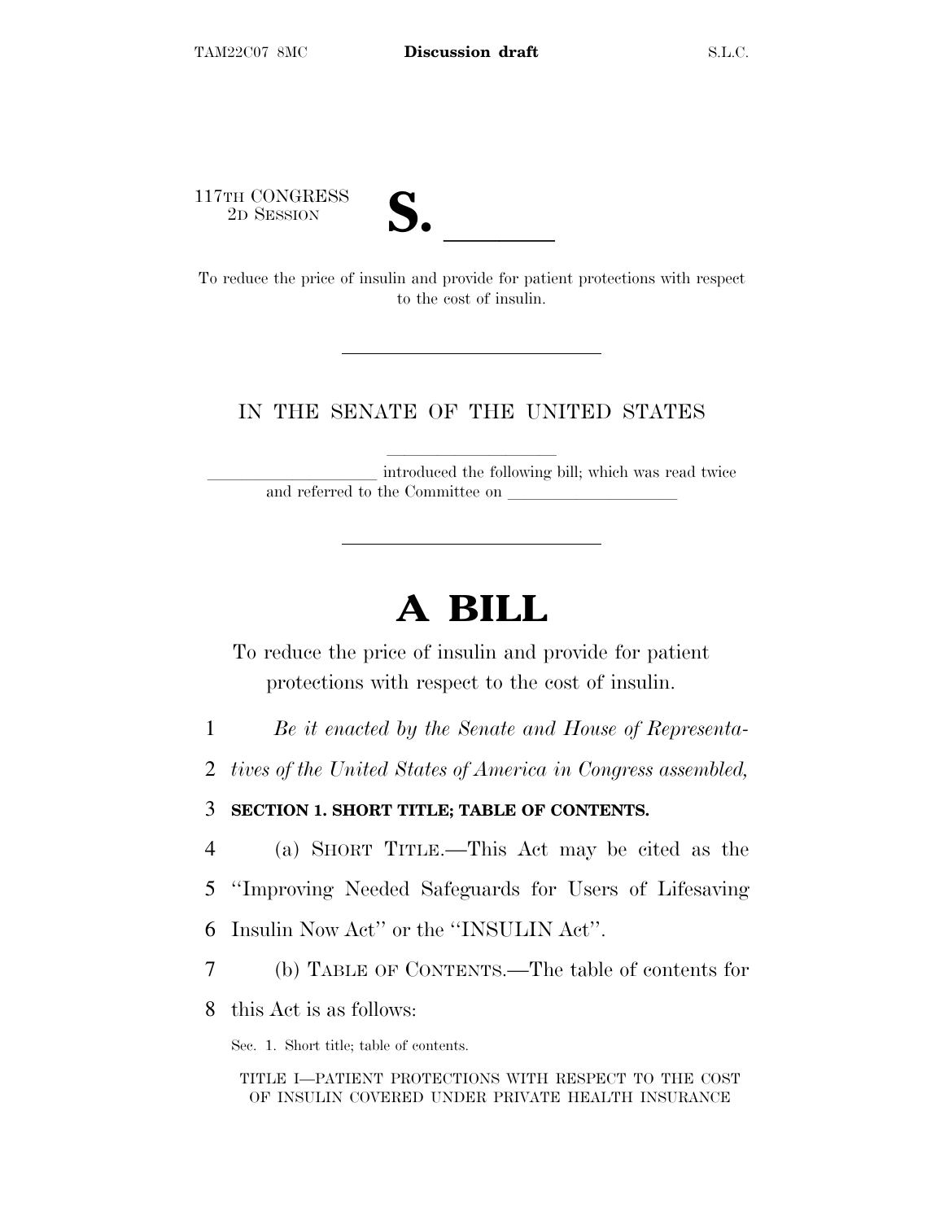117TH CONGRESS
2D SESSION

# S. \_\_\_\_\_\_

To reduce the price of insulin and provide for patient protections with respect to the cost of insulin.

---

IN THE SENATE OF THE UNITED STATES

\_\_\_\_\_\_\_\_\_\_\_\_\_\_\_\_\_\_\_\_

\_\_\_\_\_\_\_\_\_\_\_\_\_\_\_\_\_\_\_\_ introduced the following bill; which was read twice and referred to the Committee on \_\_\_\_\_\_\_\_\_\_\_\_\_\_\_\_\_\_\_\_

---

# A BILL

To reduce the price of insulin and provide for patient protections with respect to the cost of insulin.

1 *Be it enacted by the Senate and House of Representa-*
2 *tives of the United States of America in Congress assembled,*

3 **SECTION 1. SHORT TITLE; TABLE OF CONTENTS.**

4 (a) SHORT TITLE.—This Act may be cited as the
5 ''Improving Needed Safeguards for Users of Lifesaving
6 Insulin Now Act'' or the ''INSULIN Act''.

7 (b) TABLE OF CONTENTS.—The table of contents for
8 this Act is as follows:

Sec. 1. Short title; table of contents.

TITLE I—PATIENT PROTECTIONS WITH RESPECT TO THE COST OF INSULIN COVERED UNDER PRIVATE HEALTH INSURANCE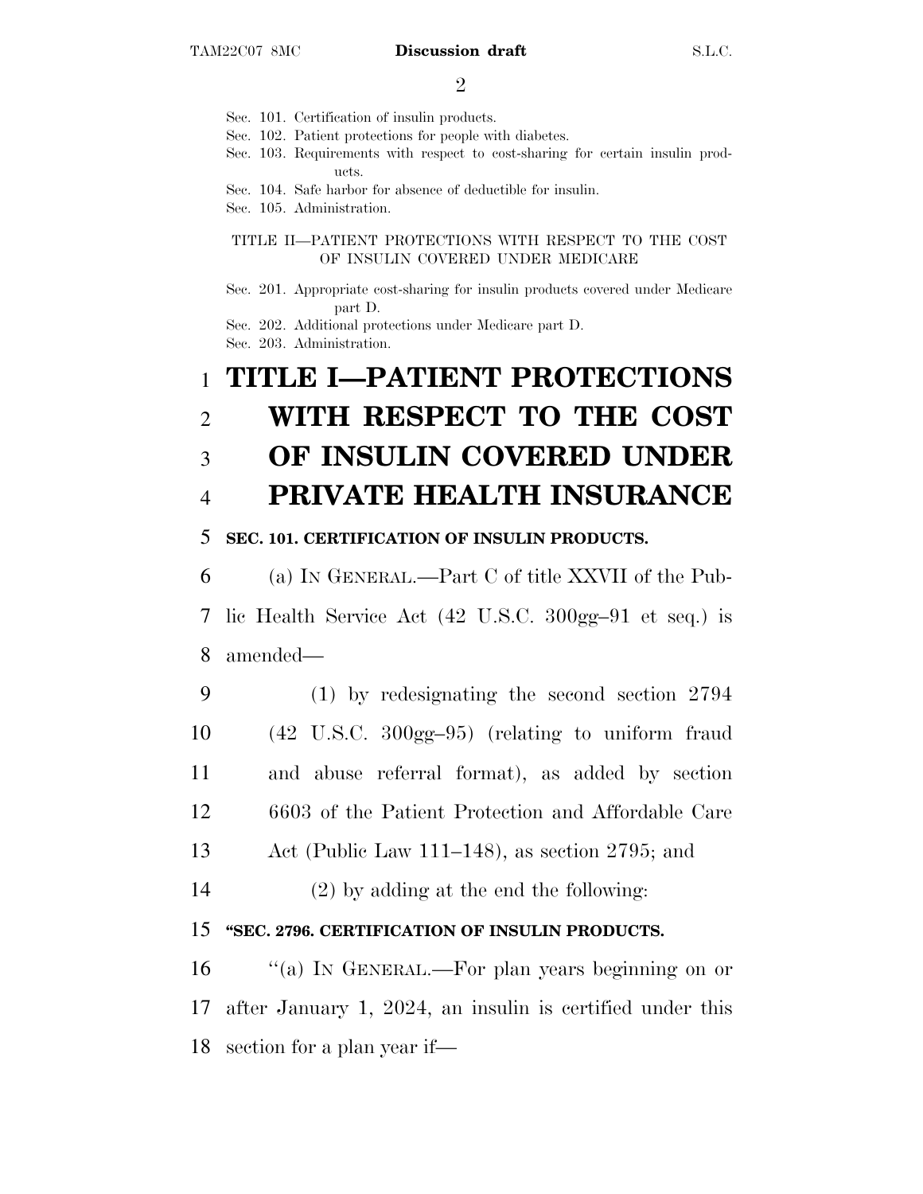Sec. 101. Certification of insulin products.
Sec. 102. Patient protections for people with diabetes.
Sec. 103. Requirements with respect to cost-sharing for certain insulin products.
Sec. 104. Safe harbor for absence of deductible for insulin.
Sec. 105. Administration.

TITLE II—PATIENT PROTECTIONS WITH RESPECT TO THE COST OF INSULIN COVERED UNDER MEDICARE

Sec. 201. Appropriate cost-sharing for insulin products covered under Medicare part D.
Sec. 202. Additional protections under Medicare part D.
Sec. 203. Administration.

# TITLE I—PATIENT PROTECTIONS WITH RESPECT TO THE COST OF INSULIN COVERED UNDER PRIVATE HEALTH INSURANCE

### SEC. 101. CERTIFICATION OF INSULIN PRODUCTS.

(a) IN GENERAL.—Part C of title XXVII of the Public Health Service Act (42 U.S.C. 300gg–91 et seq.) is amended—

(1) by redesignating the second section 2794 (42 U.S.C. 300gg–95) (relating to uniform fraud and abuse referral format), as added by section 6603 of the Patient Protection and Affordable Care Act (Public Law 111–148), as section 2795; and

(2) by adding at the end the following:

### "SEC. 2796. CERTIFICATION OF INSULIN PRODUCTS.

"(a) IN GENERAL.—For plan years beginning on or after January 1, 2024, an insulin is certified under this section for a plan year if—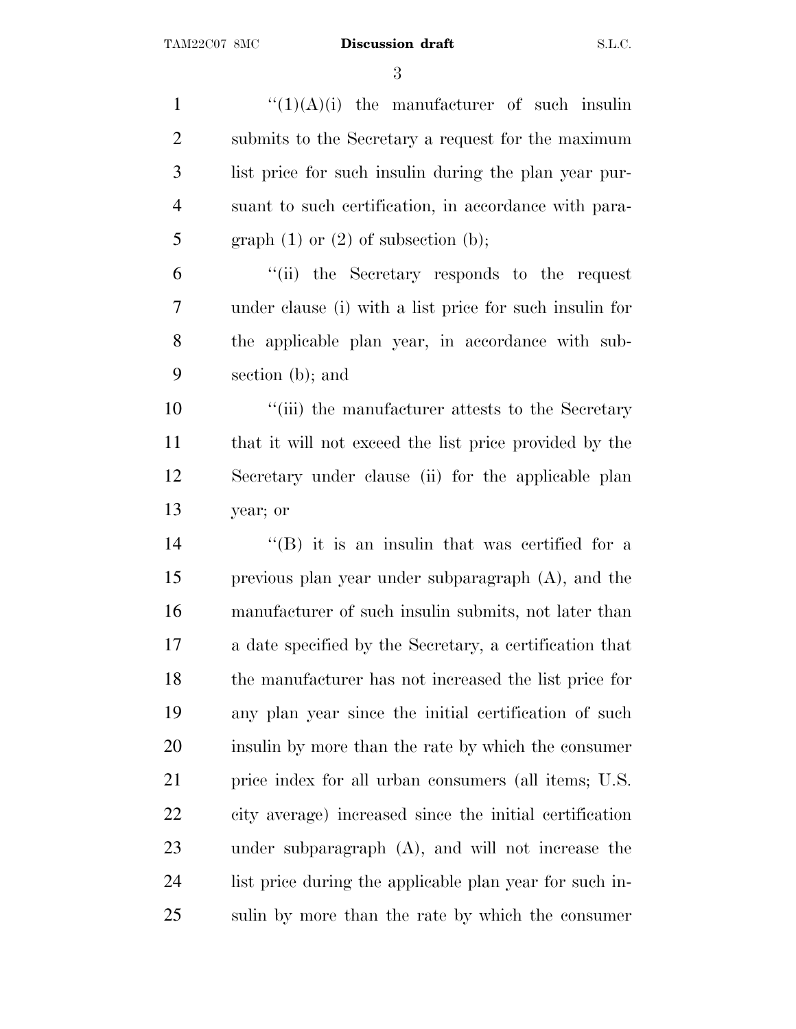"(1)(A)(i) the manufacturer of such insulin submits to the Secretary a request for the maximum list price for such insulin during the plan year pursuant to such certification, in accordance with paragraph (1) or (2) of subsection (b);

"(ii) the Secretary responds to the request under clause (i) with a list price for such insulin for the applicable plan year, in accordance with subsection (b); and

"(iii) the manufacturer attests to the Secretary that it will not exceed the list price provided by the Secretary under clause (ii) for the applicable plan year; or

"(B) it is an insulin that was certified for a previous plan year under subparagraph (A), and the manufacturer of such insulin submits, not later than a date specified by the Secretary, a certification that the manufacturer has not increased the list price for any plan year since the initial certification of such insulin by more than the rate by which the consumer price index for all urban consumers (all items; U.S. city average) increased since the initial certification under subparagraph (A), and will not increase the list price during the applicable plan year for such insulin by more than the rate by which the consumer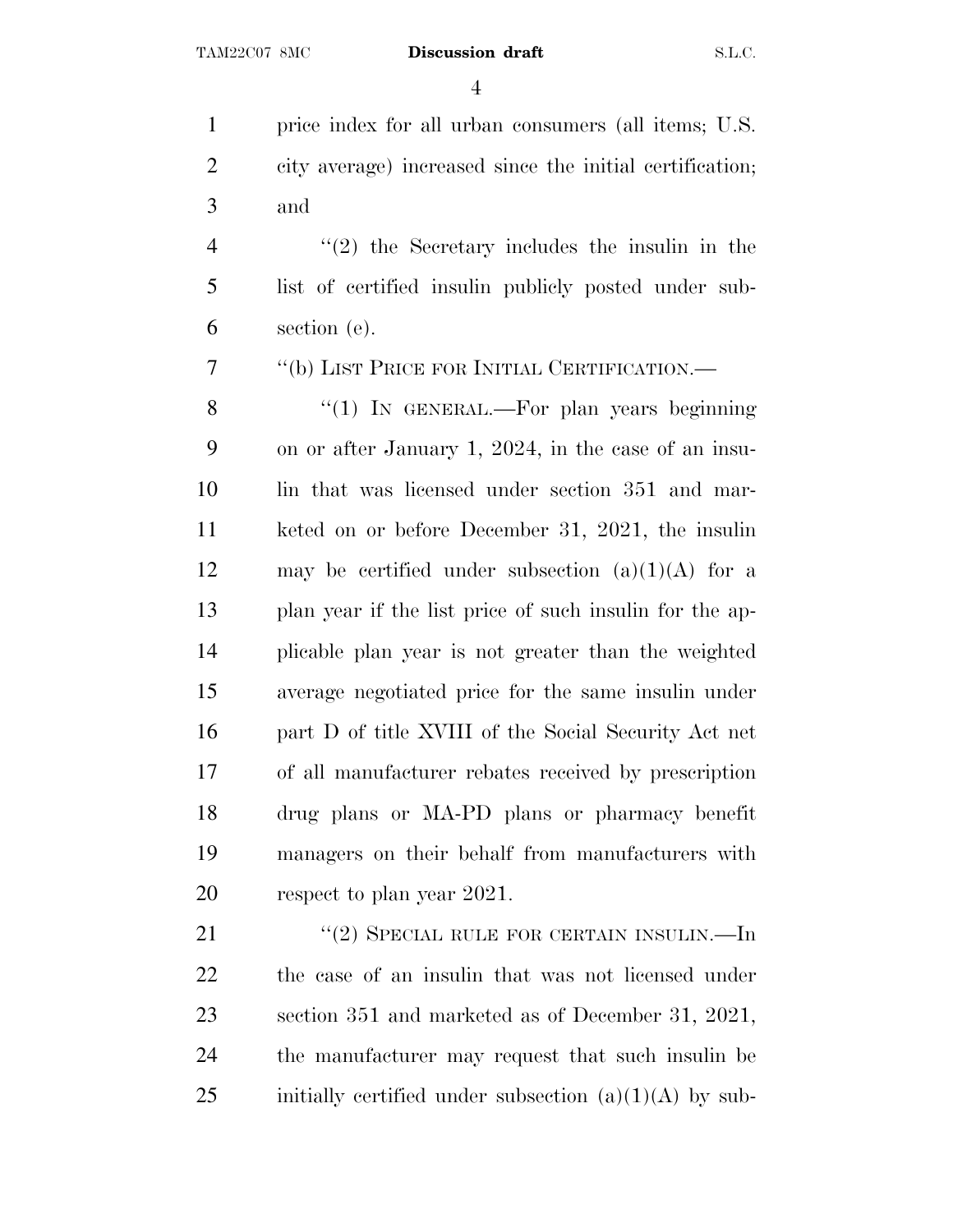price index for all urban consumers (all items; U.S. city average) increased since the initial certification; and

''(2) the Secretary includes the insulin in the list of certified insulin publicly posted under subsection (e).

''(b) LIST PRICE FOR INITIAL CERTIFICATION.—

''(1) IN GENERAL.—For plan years beginning on or after January 1, 2024, in the case of an insulin that was licensed under section 351 and marketed on or before December 31, 2021, the insulin may be certified under subsection (a)(1)(A) for a plan year if the list price of such insulin for the applicable plan year is not greater than the weighted average negotiated price for the same insulin under part D of title XVIII of the Social Security Act net of all manufacturer rebates received by prescription drug plans or MA-PD plans or pharmacy benefit managers on their behalf from manufacturers with respect to plan year 2021.

''(2) SPECIAL RULE FOR CERTAIN INSULIN.—In the case of an insulin that was not licensed under section 351 and marketed as of December 31, 2021, the manufacturer may request that such insulin be initially certified under subsection (a)(1)(A) by sub-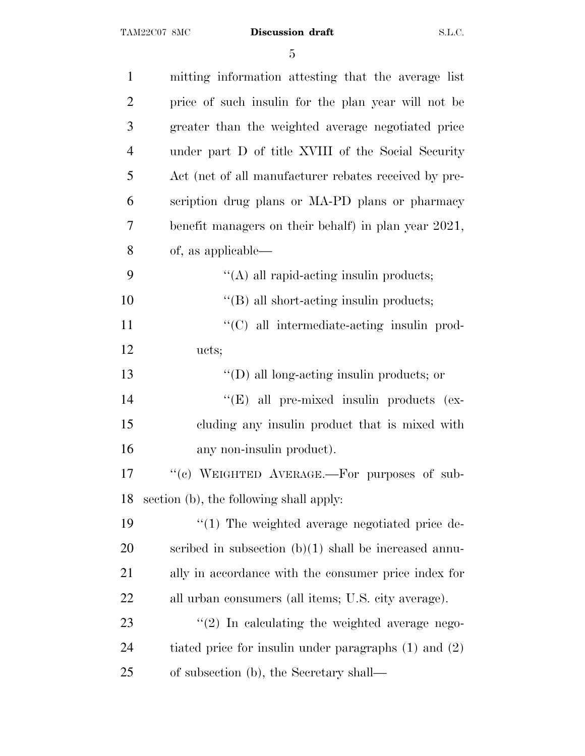mitting information attesting that the average list price of such insulin for the plan year will not be greater than the weighted average negotiated price under part D of title XVIII of the Social Security Act (net of all manufacturer rebates received by prescription drug plans or MA-PD plans or pharmacy benefit managers on their behalf) in plan year 2021, of, as applicable—

> ''(A) all rapid-acting insulin products;
>
> ''(B) all short-acting insulin products;
>
> ''(C) all intermediate-acting insulin products;
>
> ''(D) all long-acting insulin products; or
>
> ''(E) all pre-mixed insulin products (excluding any insulin product that is mixed with any non-insulin product).

''(c) WEIGHTED AVERAGE.—For purposes of subsection (b), the following shall apply:

''(1) The weighted average negotiated price described in subsection (b)(1) shall be increased annually in accordance with the consumer price index for all urban consumers (all items; U.S. city average).

''(2) In calculating the weighted average negotiated price for insulin under paragraphs (1) and (2) of subsection (b), the Secretary shall—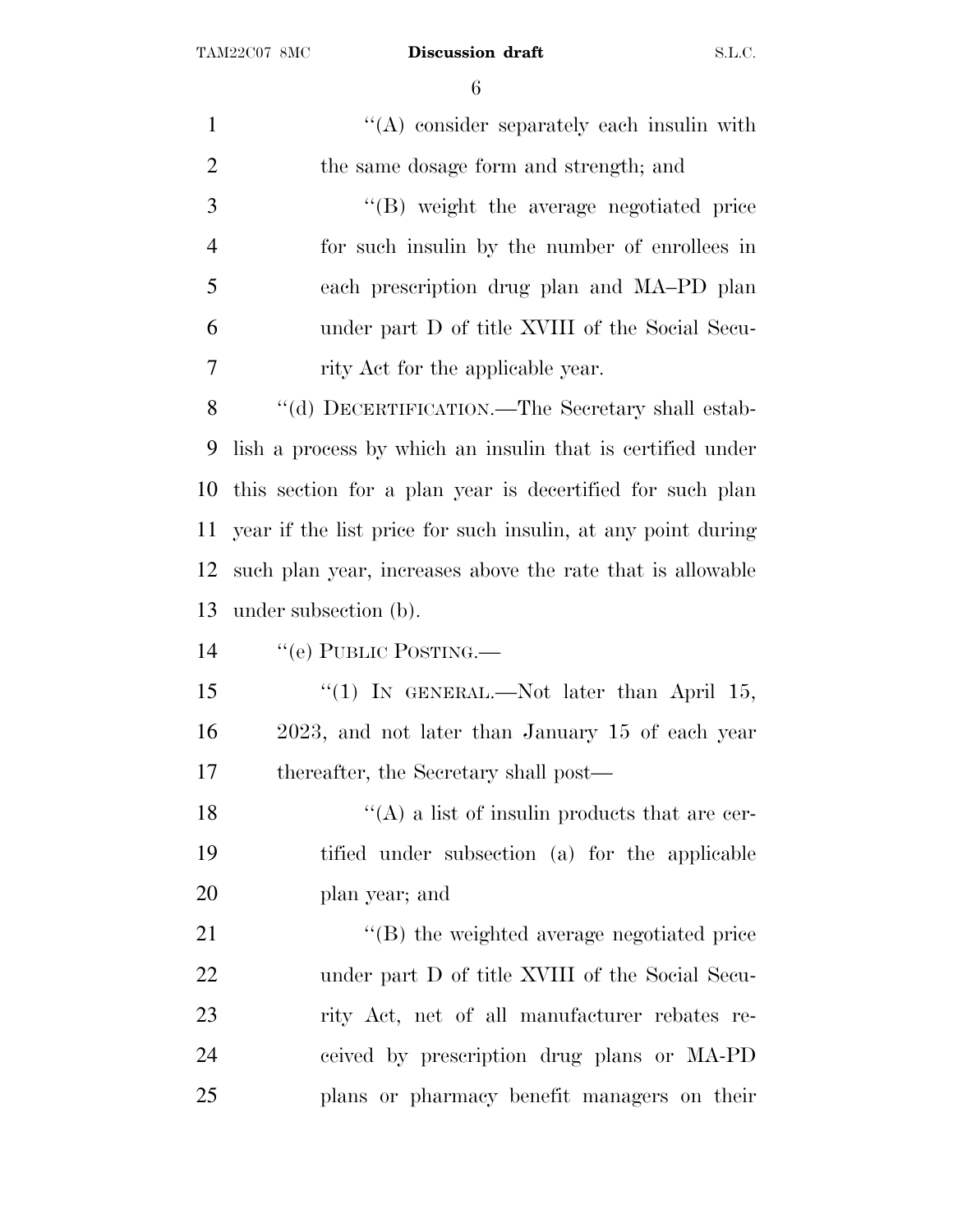''(A) consider separately each insulin with the same dosage form and strength; and

''(B) weight the average negotiated price for such insulin by the number of enrollees in each prescription drug plan and MA–PD plan under part D of title XVIII of the Social Security Act for the applicable year.

''(d) DECERTIFICATION.—The Secretary shall establish a process by which an insulin that is certified under this section for a plan year is decertified for such plan year if the list price for such insulin, at any point during such plan year, increases above the rate that is allowable under subsection (b).

''(e) PUBLIC POSTING.—

''(1) IN GENERAL.—Not later than April 15, 2023, and not later than January 15 of each year thereafter, the Secretary shall post—

''(A) a list of insulin products that are certified under subsection (a) for the applicable plan year; and

''(B) the weighted average negotiated price under part D of title XVIII of the Social Security Act, net of all manufacturer rebates received by prescription drug plans or MA-PD plans or pharmacy benefit managers on their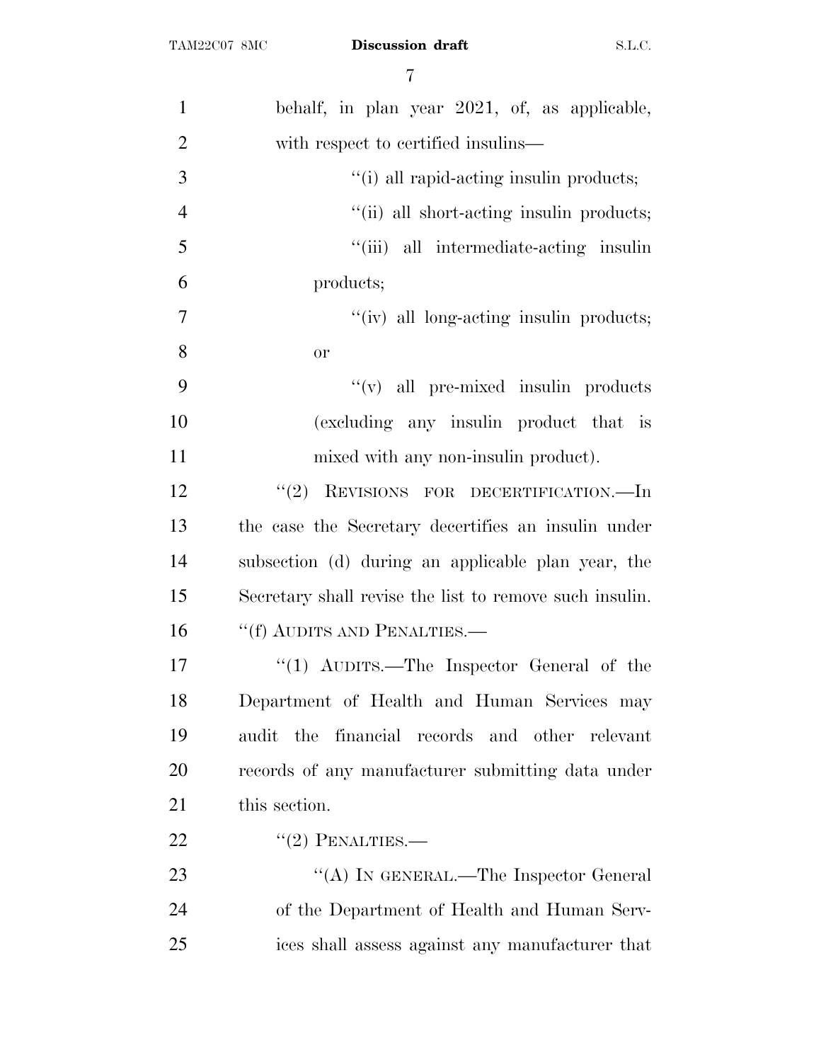behalf, in plan year 2021, of, as applicable, with respect to certified insulins—

"(i) all rapid-acting insulin products;

"(ii) all short-acting insulin products;

"(iii) all intermediate-acting insulin products;

"(iv) all long-acting insulin products; or

"(v) all pre-mixed insulin products (excluding any insulin product that is mixed with any non-insulin product).

"(2) REVISIONS FOR DECERTIFICATION.—In the case the Secretary decertifies an insulin under subsection (d) during an applicable plan year, the Secretary shall revise the list to remove such insulin.

"(f) AUDITS AND PENALTIES.—

"(1) AUDITS.—The Inspector General of the Department of Health and Human Services may audit the financial records and other relevant records of any manufacturer submitting data under this section.

"(2) PENALTIES.—

"(A) IN GENERAL.—The Inspector General of the Department of Health and Human Services shall assess against any manufacturer that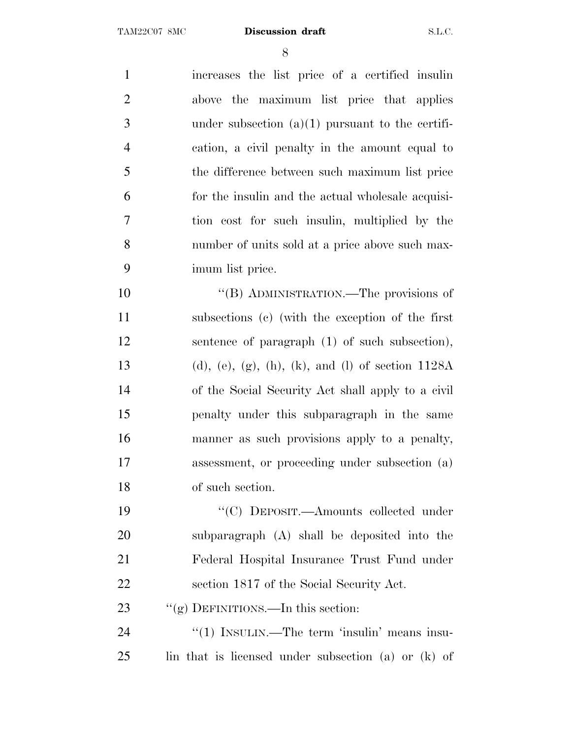increases the list price of a certified insulin above the maximum list price that applies under subsection (a)(1) pursuant to the certification, a civil penalty in the amount equal to the difference between such maximum list price for the insulin and the actual wholesale acquisition cost for such insulin, multiplied by the number of units sold at a price above such maximum list price.

"(B) ADMINISTRATION.—The provisions of subsections (c) (with the exception of the first sentence of paragraph (1) of such subsection), (d), (e), (g), (h), (k), and (l) of section 1128A of the Social Security Act shall apply to a civil penalty under this subparagraph in the same manner as such provisions apply to a penalty, assessment, or proceeding under subsection (a) of such section.

"(C) DEPOSIT.—Amounts collected under subparagraph (A) shall be deposited into the Federal Hospital Insurance Trust Fund under section 1817 of the Social Security Act.

"(g) DEFINITIONS.—In this section:

"(1) INSULIN.—The term 'insulin' means insulin that is licensed under subsection (a) or (k) of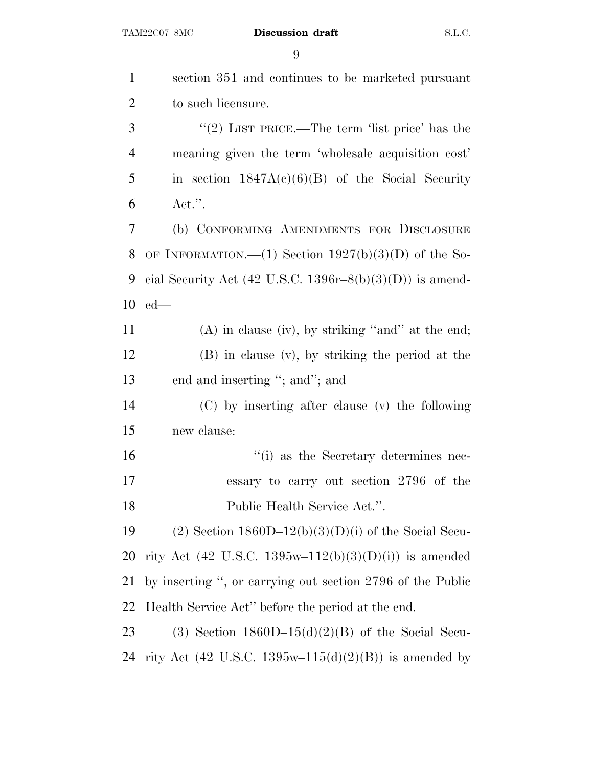section 351 and continues to be marketed pursuant to such licensure.

"(2) LIST PRICE.—The term 'list price' has the meaning given the term 'wholesale acquisition cost' in section 1847A(c)(6)(B) of the Social Security Act.".

(b) CONFORMING AMENDMENTS FOR DISCLOSURE OF INFORMATION.—(1) Section 1927(b)(3)(D) of the Social Security Act (42 U.S.C. 1396r–8(b)(3)(D)) is amended—

(A) in clause (iv), by striking "and" at the end;

(B) in clause (v), by striking the period at the end and inserting "; and"; and

(C) by inserting after clause (v) the following new clause:

"(i) as the Secretary determines necessary to carry out section 2796 of the Public Health Service Act.".

(2) Section 1860D–12(b)(3)(D)(i) of the Social Security Act (42 U.S.C. 1395w–112(b)(3)(D)(i)) is amended by inserting ", or carrying out section 2796 of the Public Health Service Act" before the period at the end.

(3) Section 1860D–15(d)(2)(B) of the Social Security Act (42 U.S.C. 1395w–115(d)(2)(B)) is amended by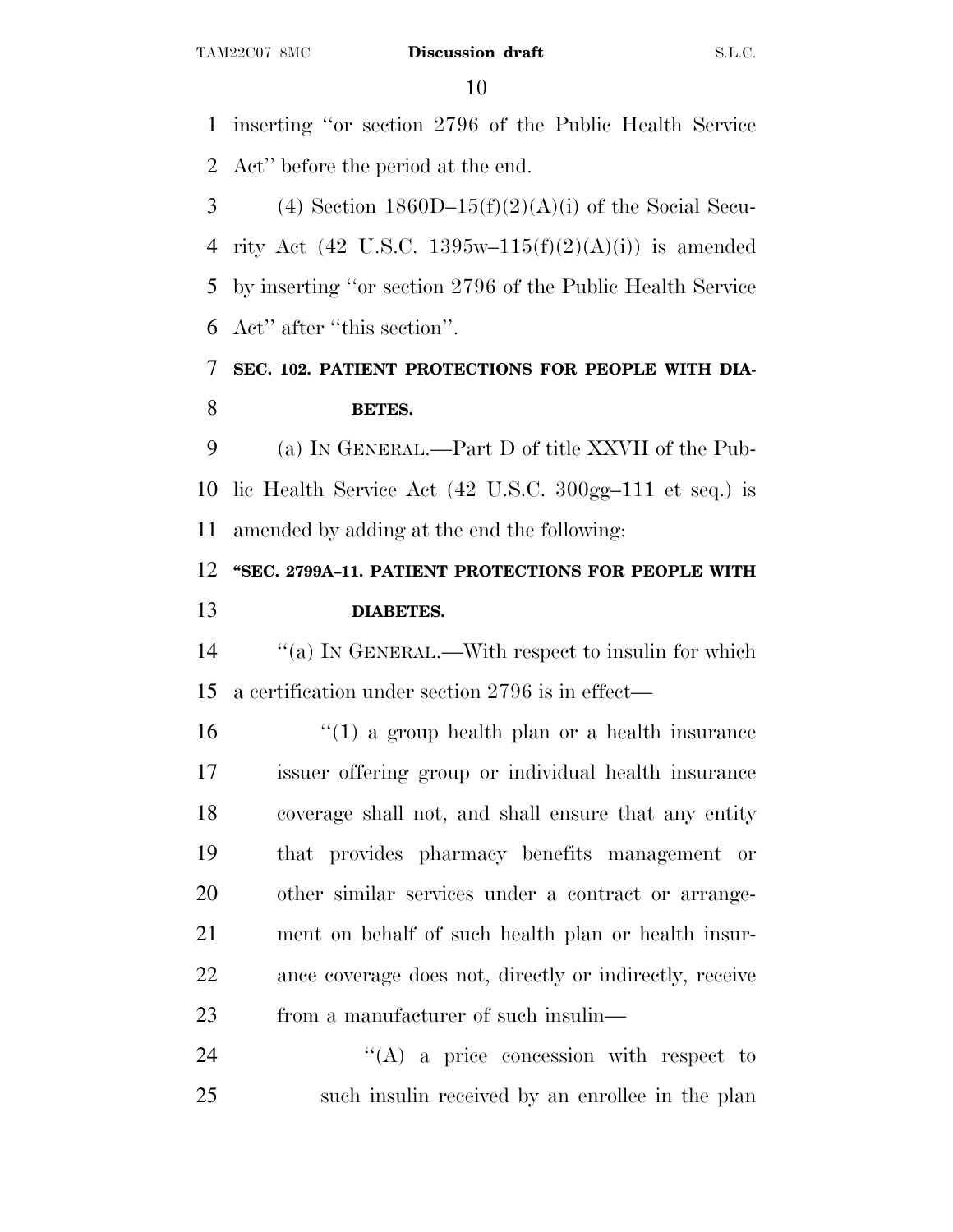inserting ‘‘or section 2796 of the Public Health Service Act’’ before the period at the end.

(4) Section 1860D–15(f)(2)(A)(i) of the Social Security Act (42 U.S.C. 1395w–115(f)(2)(A)(i)) is amended by inserting ‘‘or section 2796 of the Public Health Service Act’’ after ‘‘this section’’.

## SEC. 102. PATIENT PROTECTIONS FOR PEOPLE WITH DIABETES.

(a) IN GENERAL.—Part D of title XXVII of the Public Health Service Act (42 U.S.C. 300gg–111 et seq.) is amended by adding at the end the following:

### ‘‘SEC. 2799A–11. PATIENT PROTECTIONS FOR PEOPLE WITH DIABETES.

‘‘(a) IN GENERAL.—With respect to insulin for which a certification under section 2796 is in effect—

‘‘(1) a group health plan or a health insurance issuer offering group or individual health insurance coverage shall not, and shall ensure that any entity that provides pharmacy benefits management or other similar services under a contract or arrangement on behalf of such health plan or health insurance coverage does not, directly or indirectly, receive from a manufacturer of such insulin—

‘‘(A) a price concession with respect to such insulin received by an enrollee in the plan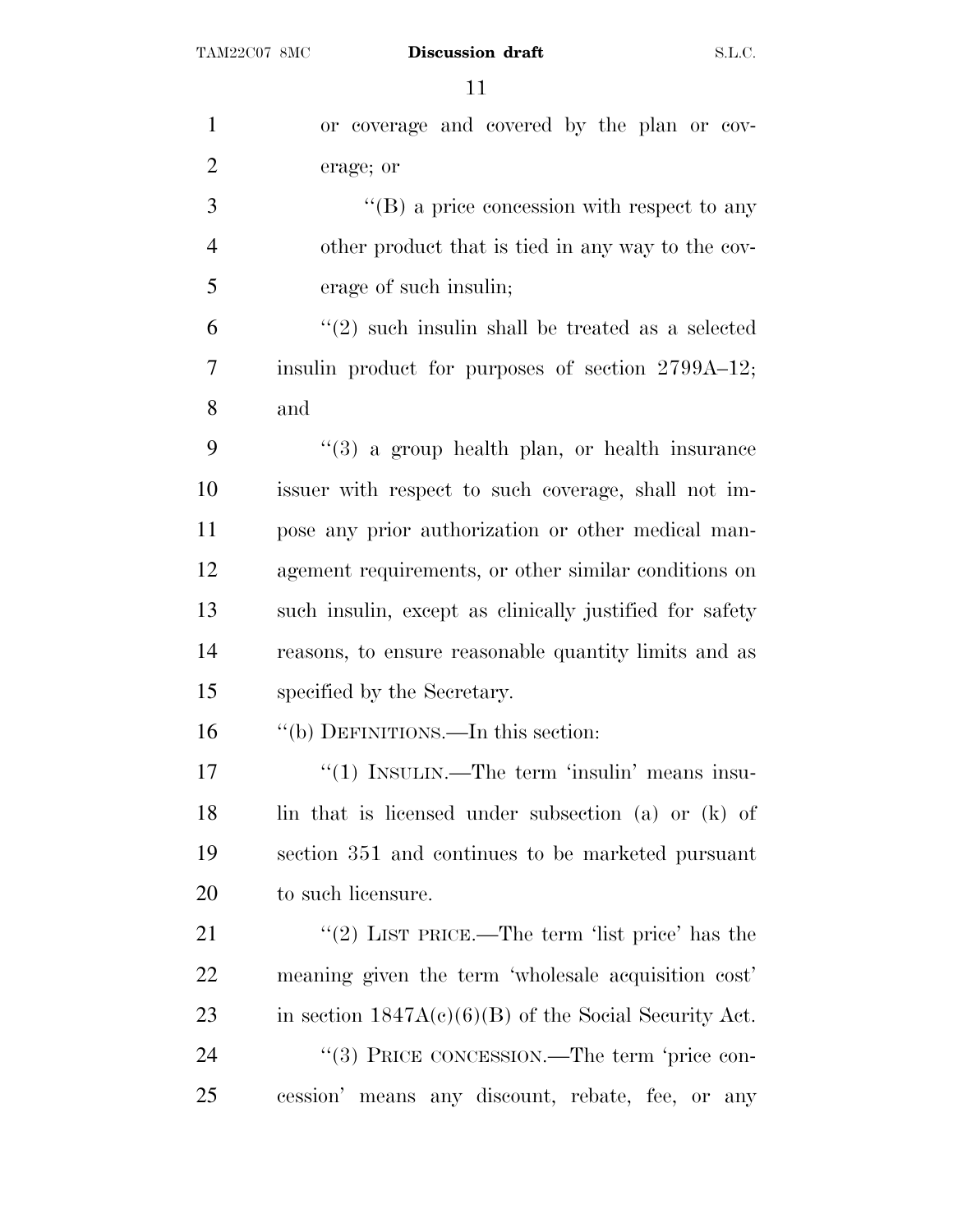or coverage and covered by the plan or coverage; or

''(B) a price concession with respect to any other product that is tied in any way to the coverage of such insulin;

''(2) such insulin shall be treated as a selected insulin product for purposes of section 2799A–12; and

''(3) a group health plan, or health insurance issuer with respect to such coverage, shall not impose any prior authorization or other medical management requirements, or other similar conditions on such insulin, except as clinically justified for safety reasons, to ensure reasonable quantity limits and as specified by the Secretary.

''(b) DEFINITIONS.—In this section:

''(1) INSULIN.—The term 'insulin' means insulin that is licensed under subsection (a) or (k) of section 351 and continues to be marketed pursuant to such licensure.

''(2) LIST PRICE.—The term 'list price' has the meaning given the term 'wholesale acquisition cost' in section 1847A(c)(6)(B) of the Social Security Act.

''(3) PRICE CONCESSION.—The term 'price concession' means any discount, rebate, fee, or any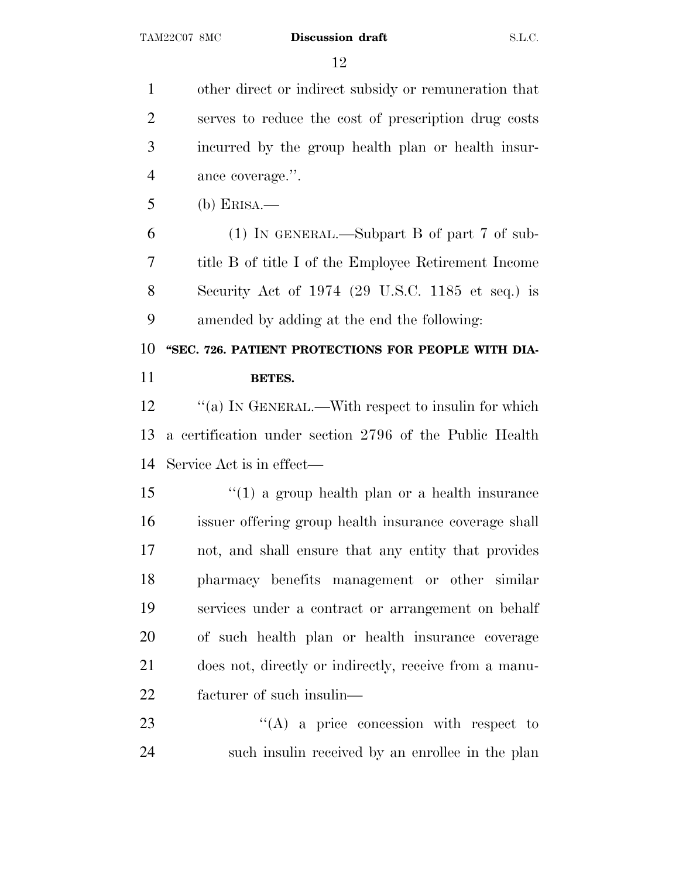other direct or indirect subsidy or remuneration that serves to reduce the cost of prescription drug costs incurred by the group health plan or health insurance coverage.''.

(b) ERISA.—

(1) IN GENERAL.—Subpart B of part 7 of subtitle B of title I of the Employee Retirement Income Security Act of 1974 (29 U.S.C. 1185 et seq.) is amended by adding at the end the following:

**"SEC. 726. PATIENT PROTECTIONS FOR PEOPLE WITH DIABETES.**

''(a) IN GENERAL.—With respect to insulin for which a certification under section 2796 of the Public Health Service Act is in effect—

''(1) a group health plan or a health insurance issuer offering group health insurance coverage shall not, and shall ensure that any entity that provides pharmacy benefits management or other similar services under a contract or arrangement on behalf of such health plan or health insurance coverage does not, directly or indirectly, receive from a manufacturer of such insulin—

''(A) a price concession with respect to such insulin received by an enrollee in the plan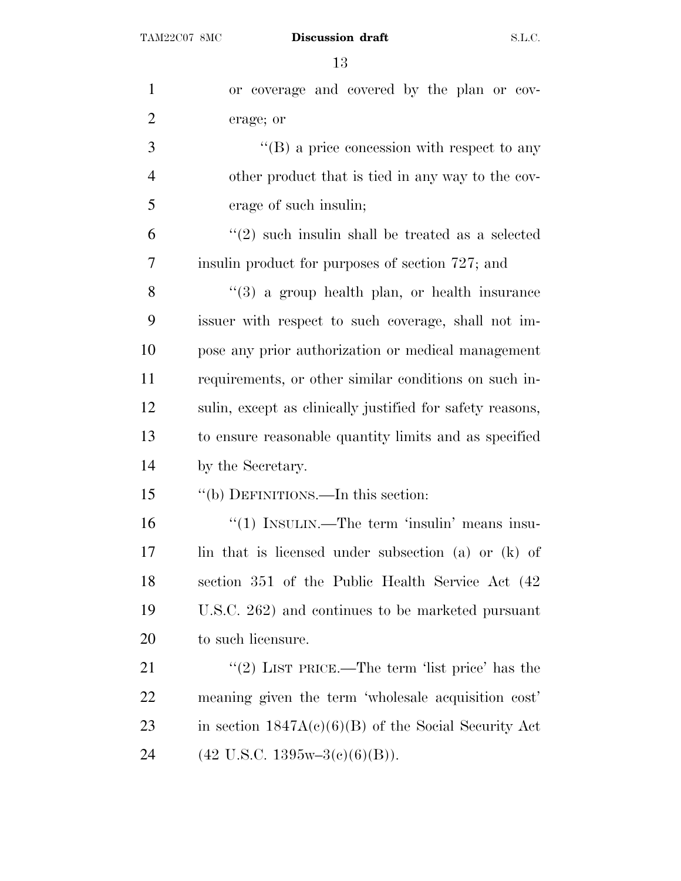or coverage and covered by the plan or coverage; or

''(B) a price concession with respect to any other product that is tied in any way to the coverage of such insulin;

''(2) such insulin shall be treated as a selected insulin product for purposes of section 727; and

''(3) a group health plan, or health insurance issuer with respect to such coverage, shall not impose any prior authorization or medical management requirements, or other similar conditions on such insulin, except as clinically justified for safety reasons, to ensure reasonable quantity limits and as specified by the Secretary.

''(b) DEFINITIONS.—In this section:

''(1) INSULIN.—The term 'insulin' means insulin that is licensed under subsection (a) or (k) of section 351 of the Public Health Service Act (42 U.S.C. 262) and continues to be marketed pursuant to such licensure.

''(2) LIST PRICE.—The term 'list price' has the meaning given the term 'wholesale acquisition cost' in section 1847A(c)(6)(B) of the Social Security Act (42 U.S.C. 1395w–3(c)(6)(B)).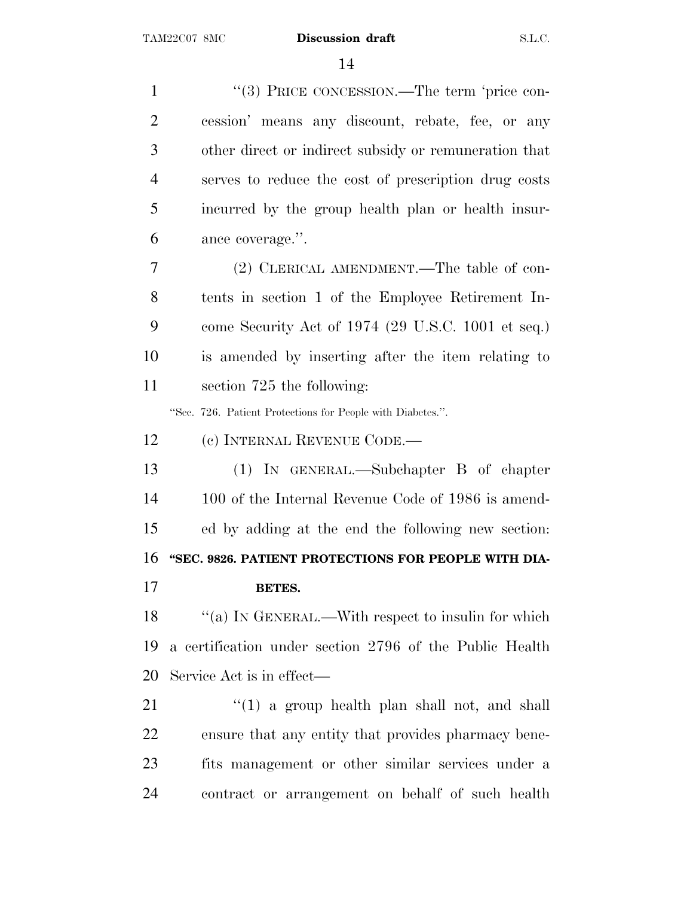"(3) PRICE CONCESSION.—The term 'price concession' means any discount, rebate, fee, or any other direct or indirect subsidy or remuneration that serves to reduce the cost of prescription drug costs incurred by the group health plan or health insurance coverage.".

(2) CLERICAL AMENDMENT.—The table of contents in section 1 of the Employee Retirement Income Security Act of 1974 (29 U.S.C. 1001 et seq.) is amended by inserting after the item relating to section 725 the following:

"Sec. 726. Patient Protections for People with Diabetes.".

(c) INTERNAL REVENUE CODE.—

(1) IN GENERAL.—Subchapter B of chapter 100 of the Internal Revenue Code of 1986 is amended by adding at the end the following new section:

**"SEC. 9826. PATIENT PROTECTIONS FOR PEOPLE WITH DIABETES.**

"(a) IN GENERAL.—With respect to insulin for which a certification under section 2796 of the Public Health Service Act is in effect—

"(1) a group health plan shall not, and shall ensure that any entity that provides pharmacy benefits management or other similar services under a contract or arrangement on behalf of such health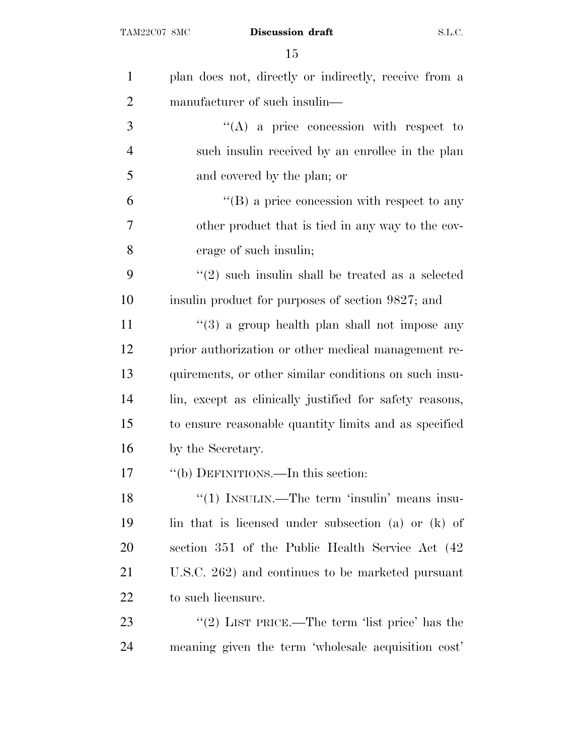plan does not, directly or indirectly, receive from a manufacturer of such insulin—

"(A) a price concession with respect to such insulin received by an enrollee in the plan and covered by the plan; or

"(B) a price concession with respect to any other product that is tied in any way to the coverage of such insulin;

"(2) such insulin shall be treated as a selected insulin product for purposes of section 9827; and

"(3) a group health plan shall not impose any prior authorization or other medical management requirements, or other similar conditions on such insulin, except as clinically justified for safety reasons, to ensure reasonable quantity limits and as specified by the Secretary.

"(b) DEFINITIONS.—In this section:

"(1) INSULIN.—The term 'insulin' means insulin that is licensed under subsection (a) or (k) of section 351 of the Public Health Service Act (42 U.S.C. 262) and continues to be marketed pursuant to such licensure.

"(2) LIST PRICE.—The term 'list price' has the meaning given the term 'wholesale acquisition cost'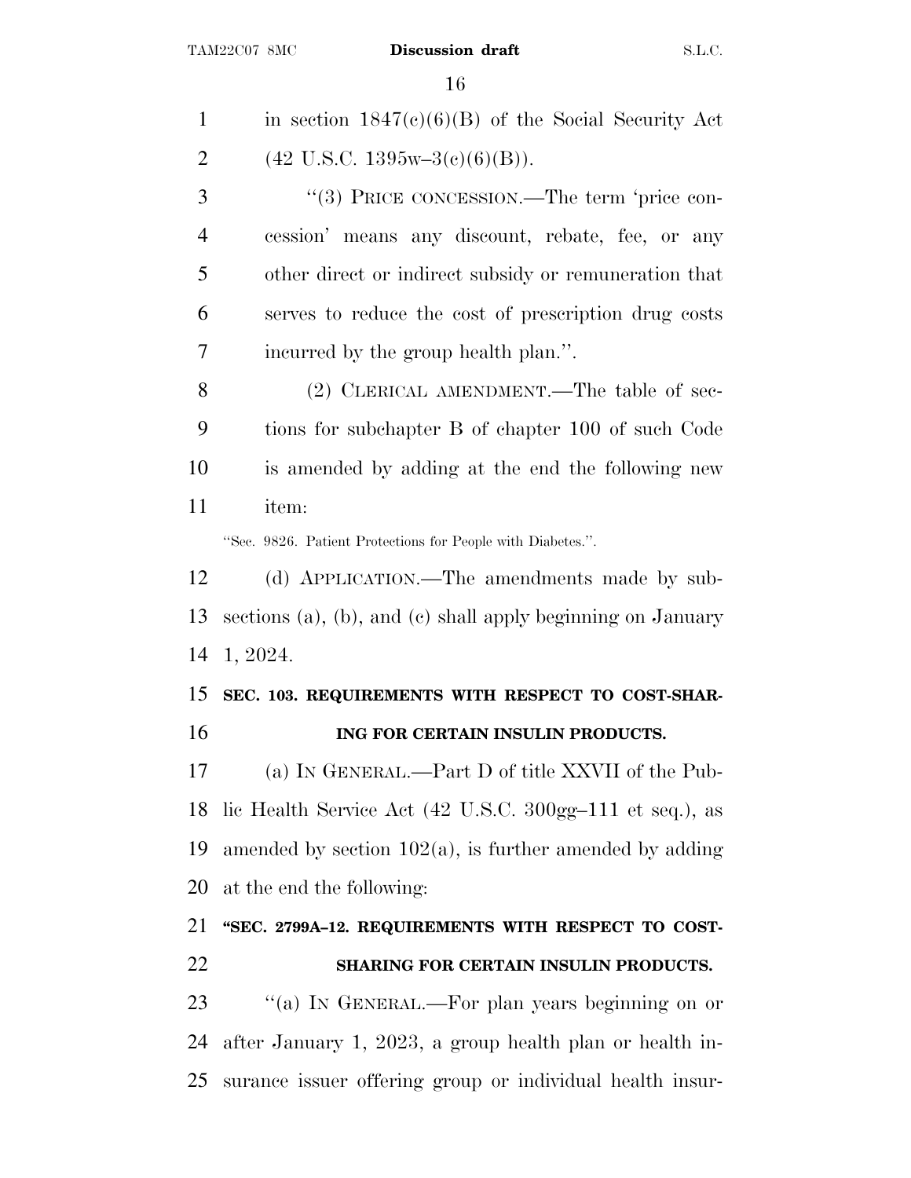in section 1847(c)(6)(B) of the Social Security Act (42 U.S.C. 1395w–3(c)(6)(B)).

"(3) PRICE CONCESSION.—The term 'price concession' means any discount, rebate, fee, or any other direct or indirect subsidy or remuneration that serves to reduce the cost of prescription drug costs incurred by the group health plan.".

(2) CLERICAL AMENDMENT.—The table of sections for subchapter B of chapter 100 of such Code is amended by adding at the end the following new item:

"Sec. 9826. Patient Protections for People with Diabetes.".

(d) APPLICATION.—The amendments made by subsections (a), (b), and (c) shall apply beginning on January 1, 2024.

**SEC. 103. REQUIREMENTS WITH RESPECT TO COST-SHARING FOR CERTAIN INSULIN PRODUCTS.**

(a) IN GENERAL.—Part D of title XXVII of the Public Health Service Act (42 U.S.C. 300gg–111 et seq.), as amended by section 102(a), is further amended by adding at the end the following:

**"SEC. 2799A–12. REQUIREMENTS WITH RESPECT TO COST-SHARING FOR CERTAIN INSULIN PRODUCTS.**

"(a) IN GENERAL.—For plan years beginning on or after January 1, 2023, a group health plan or health insurance issuer offering group or individual health insur-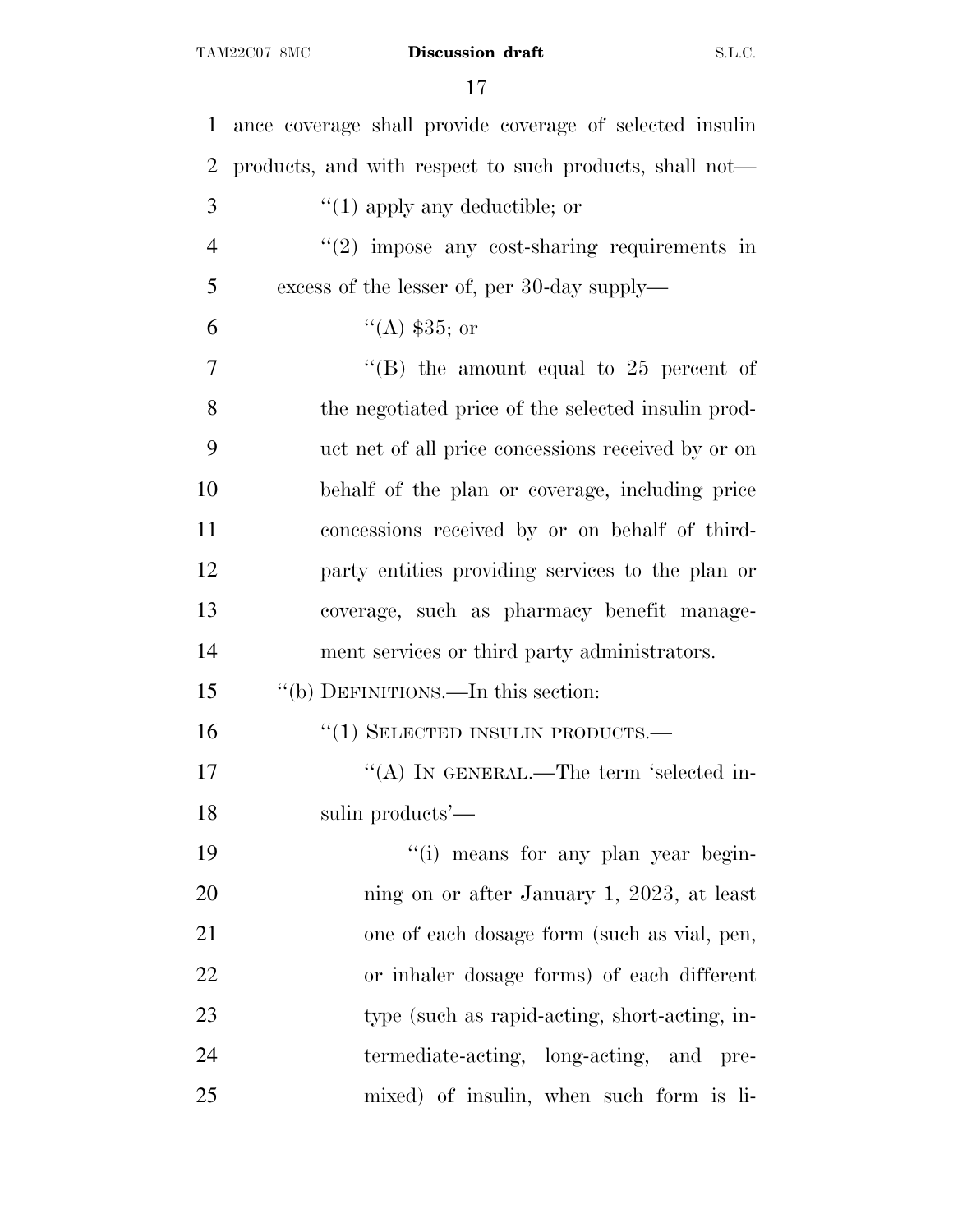ance coverage shall provide coverage of selected insulin products, and with respect to such products, shall not—

"(1) apply any deductible; or

"(2) impose any cost-sharing requirements in excess of the lesser of, per 30-day supply—

"(A) $35; or

"(B) the amount equal to 25 percent of the negotiated price of the selected insulin product net of all price concessions received by or on behalf of the plan or coverage, including price concessions received by or on behalf of third-party entities providing services to the plan or coverage, such as pharmacy benefit management services or third party administrators.

"(b) DEFINITIONS.—In this section:

"(1) SELECTED INSULIN PRODUCTS.—

"(A) IN GENERAL.—The term 'selected insulin products'—

"(i) means for any plan year beginning on or after January 1, 2023, at least one of each dosage form (such as vial, pen, or inhaler dosage forms) of each different type (such as rapid-acting, short-acting, intermediate-acting, long-acting, and pre-mixed) of insulin, when such form is li-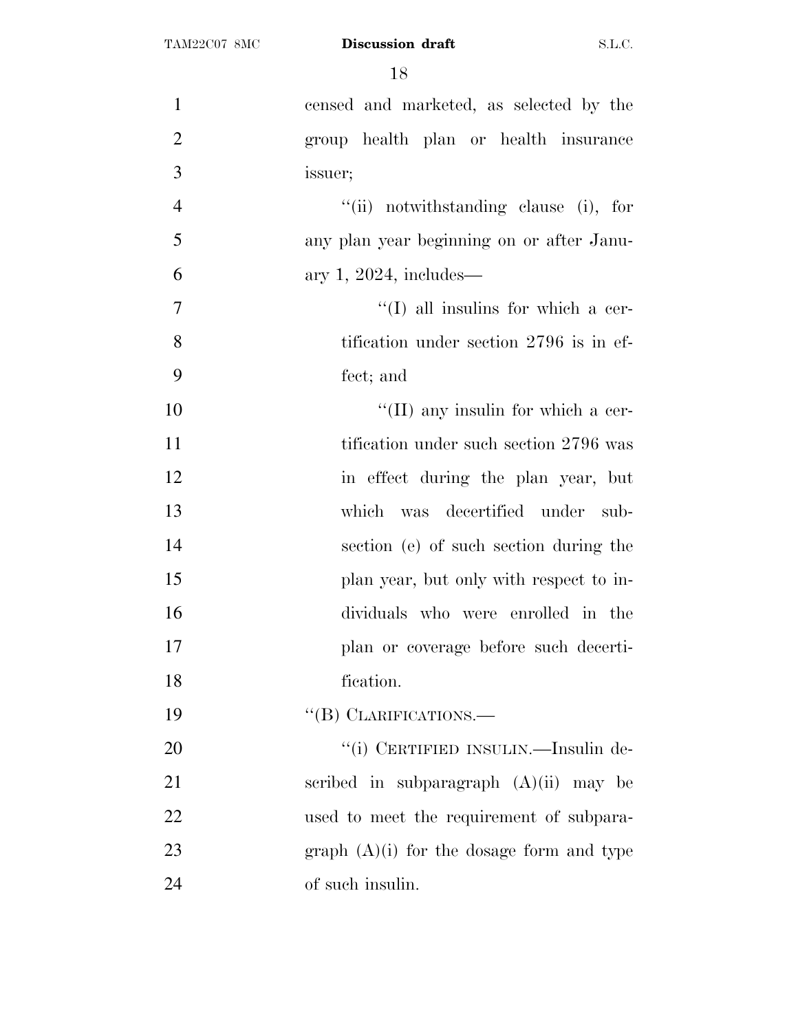censed and marketed, as selected by the group health plan or health insurance issuer;

''(ii) notwithstanding clause (i), for any plan year beginning on or after January 1, 2024, includes—

''(I) all insulins for which a certification under section 2796 is in effect; and

''(II) any insulin for which a certification under such section 2796 was in effect during the plan year, but which was decertified under subsection (e) of such section during the plan year, but only with respect to individuals who were enrolled in the plan or coverage before such decertification.

''(B) CLARIFICATIONS.—

''(i) CERTIFIED INSULIN.—Insulin described in subparagraph (A)(ii) may be used to meet the requirement of subparagraph (A)(i) for the dosage form and type of such insulin.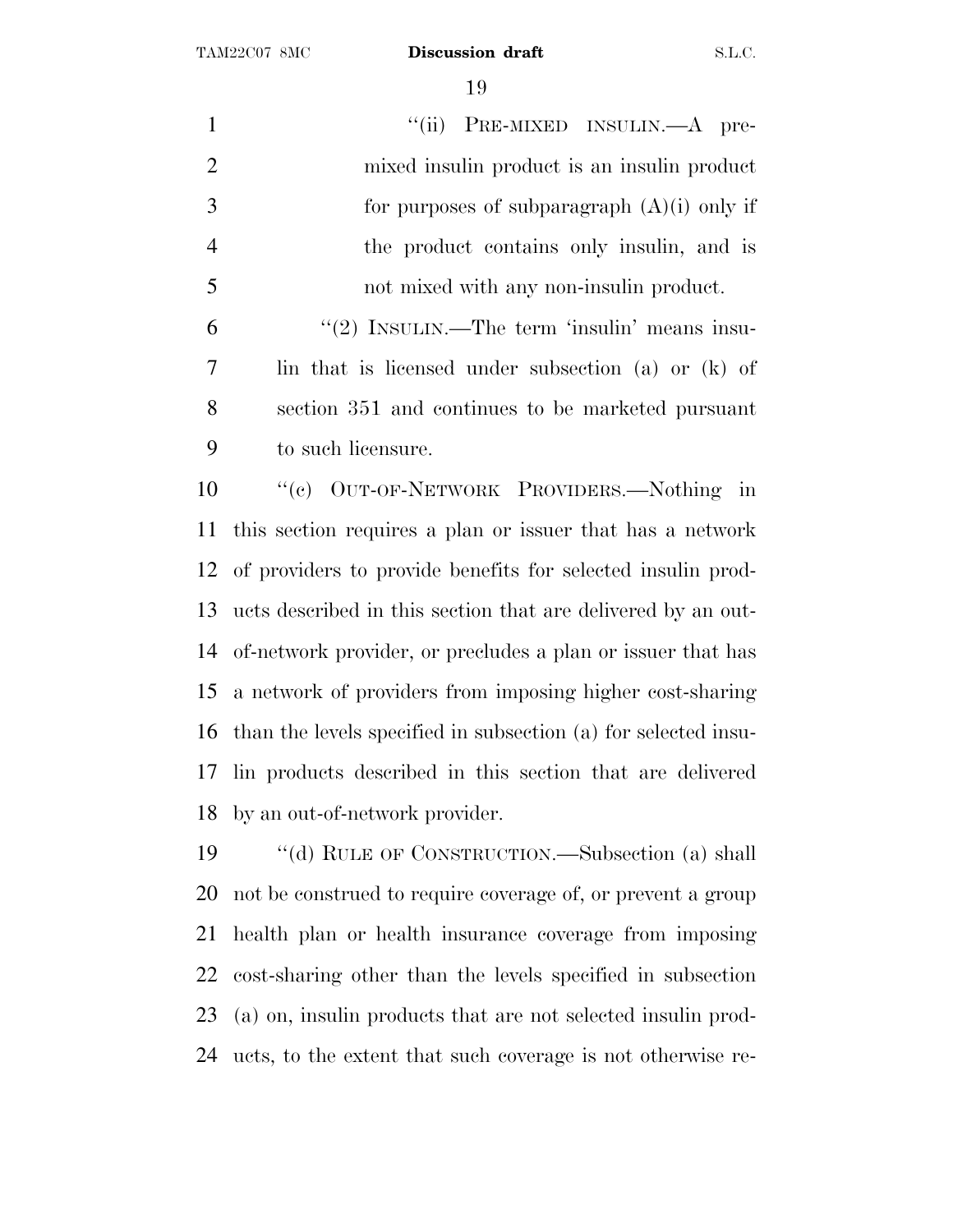"(ii) PRE-MIXED INSULIN.—A pre-mixed insulin product is an insulin product for purposes of subparagraph (A)(i) only if the product contains only insulin, and is not mixed with any non-insulin product.

"(2) INSULIN.—The term 'insulin' means insulin that is licensed under subsection (a) or (k) of section 351 and continues to be marketed pursuant to such licensure.

"(c) OUT-OF-NETWORK PROVIDERS.—Nothing in this section requires a plan or issuer that has a network of providers to provide benefits for selected insulin products described in this section that are delivered by an out-of-network provider, or precludes a plan or issuer that has a network of providers from imposing higher cost-sharing than the levels specified in subsection (a) for selected insulin products described in this section that are delivered by an out-of-network provider.

"(d) RULE OF CONSTRUCTION.—Subsection (a) shall not be construed to require coverage of, or prevent a group health plan or health insurance coverage from imposing cost-sharing other than the levels specified in subsection (a) on, insulin products that are not selected insulin products, to the extent that such coverage is not otherwise re-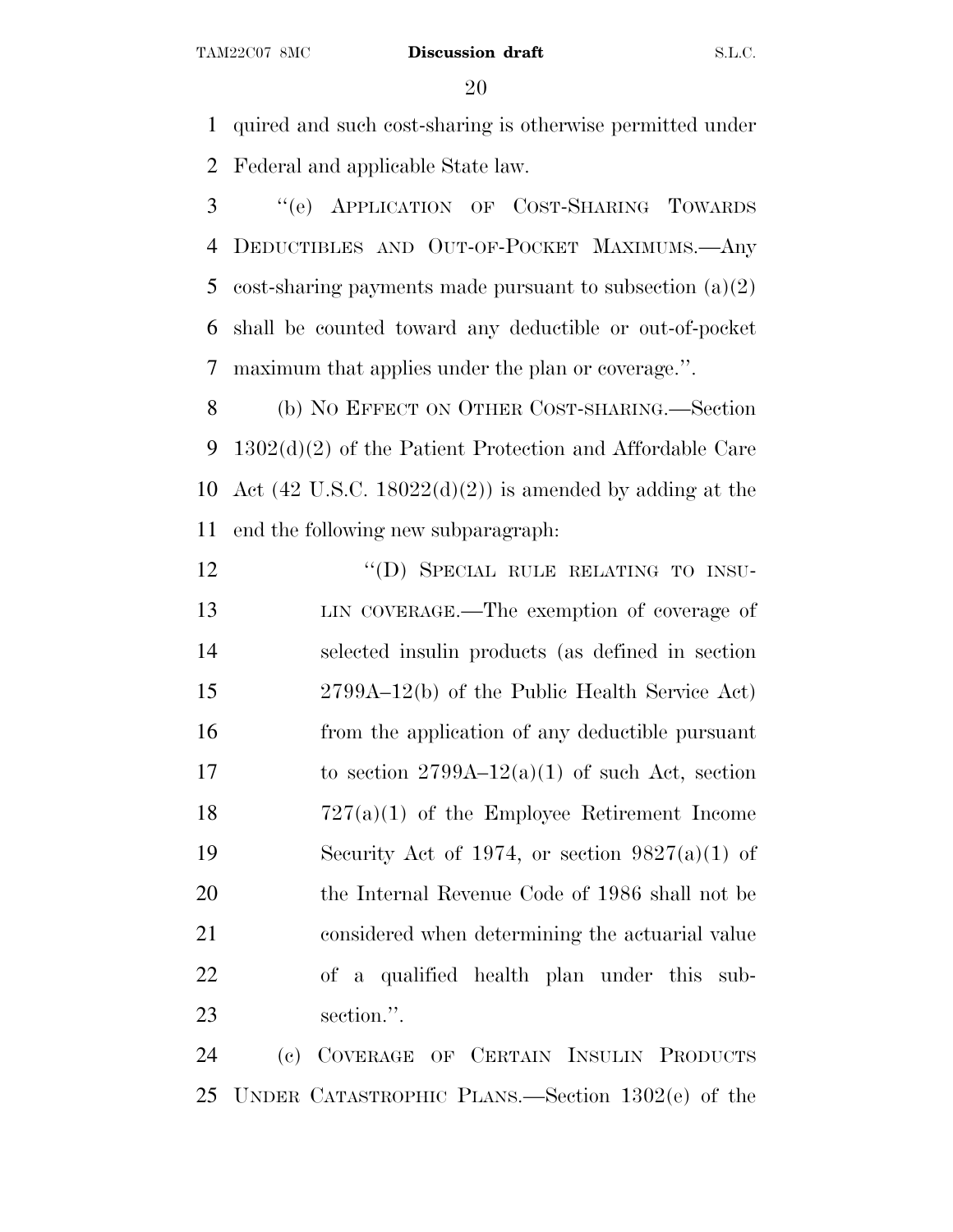quired and such cost-sharing is otherwise permitted under Federal and applicable State law.

"(e) APPLICATION OF COST-SHARING TOWARDS DEDUCTIBLES AND OUT-OF-POCKET MAXIMUMS.—Any cost-sharing payments made pursuant to subsection (a)(2) shall be counted toward any deductible or out-of-pocket maximum that applies under the plan or coverage.".

(b) NO EFFECT ON OTHER COST-SHARING.—Section 1302(d)(2) of the Patient Protection and Affordable Care Act (42 U.S.C. 18022(d)(2)) is amended by adding at the end the following new subparagraph:

> "(D) SPECIAL RULE RELATING TO INSULIN COVERAGE.—The exemption of coverage of selected insulin products (as defined in section 2799A–12(b) of the Public Health Service Act) from the application of any deductible pursuant to section 2799A–12(a)(1) of such Act, section 727(a)(1) of the Employee Retirement Income Security Act of 1974, or section 9827(a)(1) of the Internal Revenue Code of 1986 shall not be considered when determining the actuarial value of a qualified health plan under this subsection.".

(c) COVERAGE OF CERTAIN INSULIN PRODUCTS UNDER CATASTROPHIC PLANS.—Section 1302(e) of the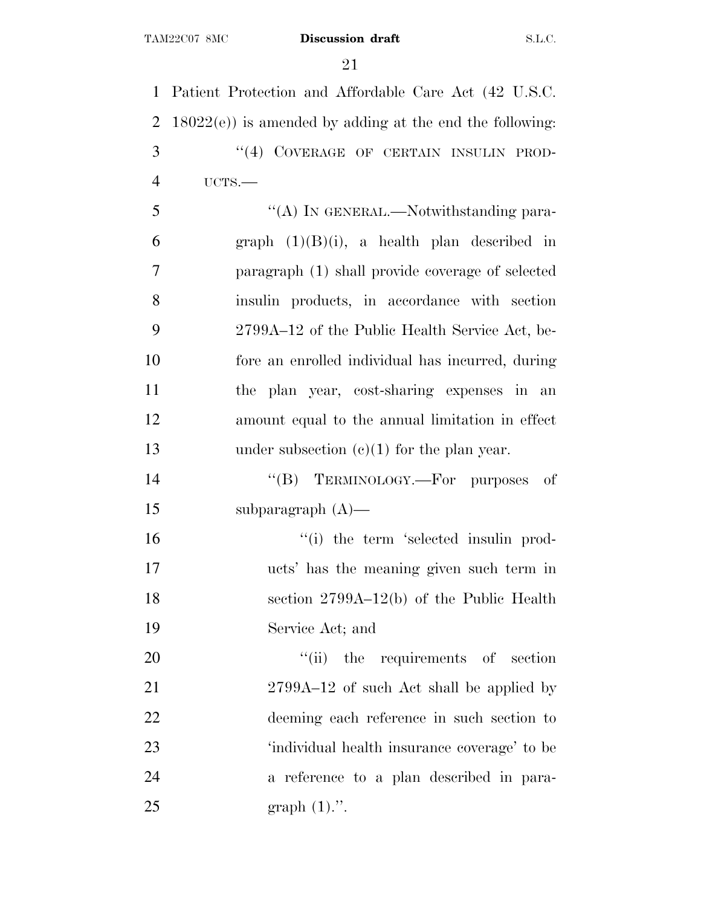Patient Protection and Affordable Care Act (42 U.S.C. 18022(e)) is amended by adding at the end the following:

"(4) COVERAGE OF CERTAIN INSULIN PRODUCTS.—

"(A) IN GENERAL.—Notwithstanding paragraph (1)(B)(i), a health plan described in paragraph (1) shall provide coverage of selected insulin products, in accordance with section 2799A–12 of the Public Health Service Act, before an enrolled individual has incurred, during the plan year, cost-sharing expenses in an amount equal to the annual limitation in effect under subsection (c)(1) for the plan year.

"(B) TERMINOLOGY.—For purposes of subparagraph (A)—

"(i) the term 'selected insulin products' has the meaning given such term in section 2799A–12(b) of the Public Health Service Act; and

"(ii) the requirements of section 2799A–12 of such Act shall be applied by deeming each reference in such section to 'individual health insurance coverage' to be a reference to a plan described in paragraph (1).".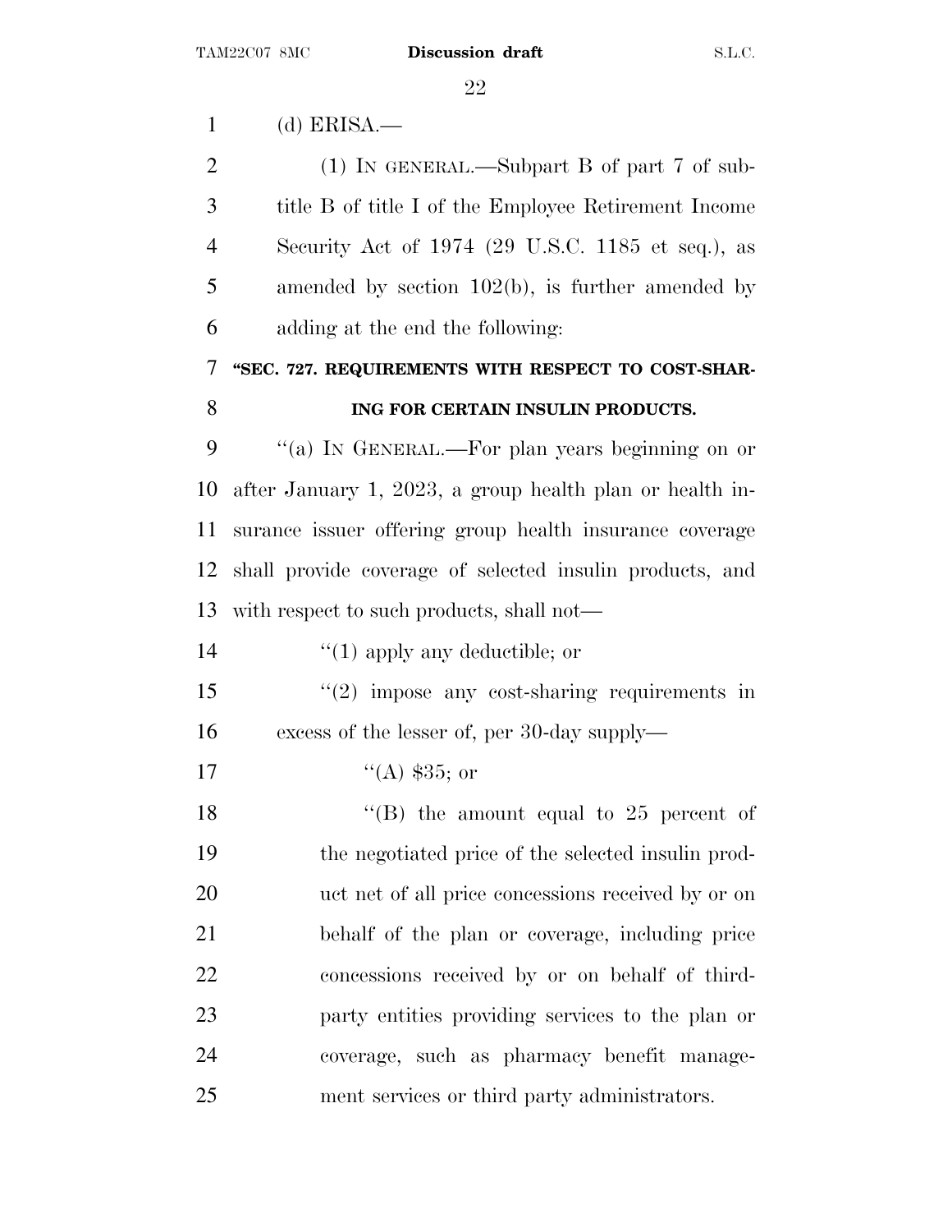(d) ERISA.—

(1) In general.—Subpart B of part 7 of subtitle B of title I of the Employee Retirement Income Security Act of 1974 (29 U.S.C. 1185 et seq.), as amended by section 102(b), is further amended by adding at the end the following:

**"SEC. 727. REQUIREMENTS WITH RESPECT TO COST-SHARING FOR CERTAIN INSULIN PRODUCTS.**

"(a) In General.—For plan years beginning on or after January 1, 2023, a group health plan or health insurance issuer offering group health insurance coverage shall provide coverage of selected insulin products, and with respect to such products, shall not—

"(1) apply any deductible; or

"(2) impose any cost-sharing requirements in excess of the lesser of, per 30-day supply—

"(A) $35; or

"(B) the amount equal to 25 percent of the negotiated price of the selected insulin product net of all price concessions received by or on behalf of the plan or coverage, including price concessions received by or on behalf of third-party entities providing services to the plan or coverage, such as pharmacy benefit management services or third party administrators.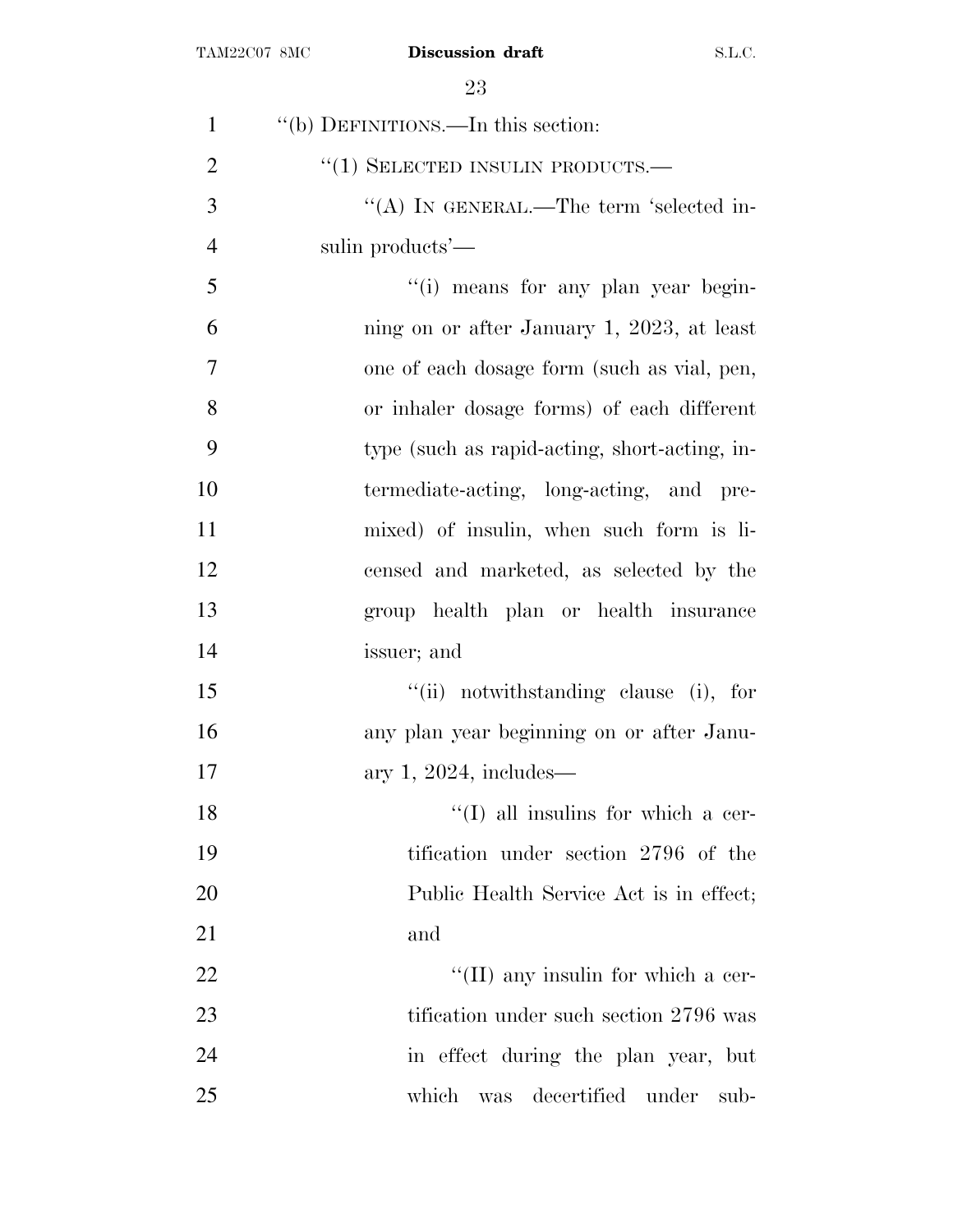''(b) DEFINITIONS.—In this section:

''(1) SELECTED INSULIN PRODUCTS.—

''(A) IN GENERAL.—The term 'selected insulin products'—

''(i) means for any plan year beginning on or after January 1, 2023, at least one of each dosage form (such as vial, pen, or inhaler dosage forms) of each different type (such as rapid-acting, short-acting, intermediate-acting, long-acting, and premixed) of insulin, when such form is licensed and marketed, as selected by the group health plan or health insurance issuer; and

''(ii) notwithstanding clause (i), for any plan year beginning on or after January 1, 2024, includes—

''(I) all insulins for which a certification under section 2796 of the Public Health Service Act is in effect; and

''(II) any insulin for which a certification under such section 2796 was in effect during the plan year, but which was decertified under sub-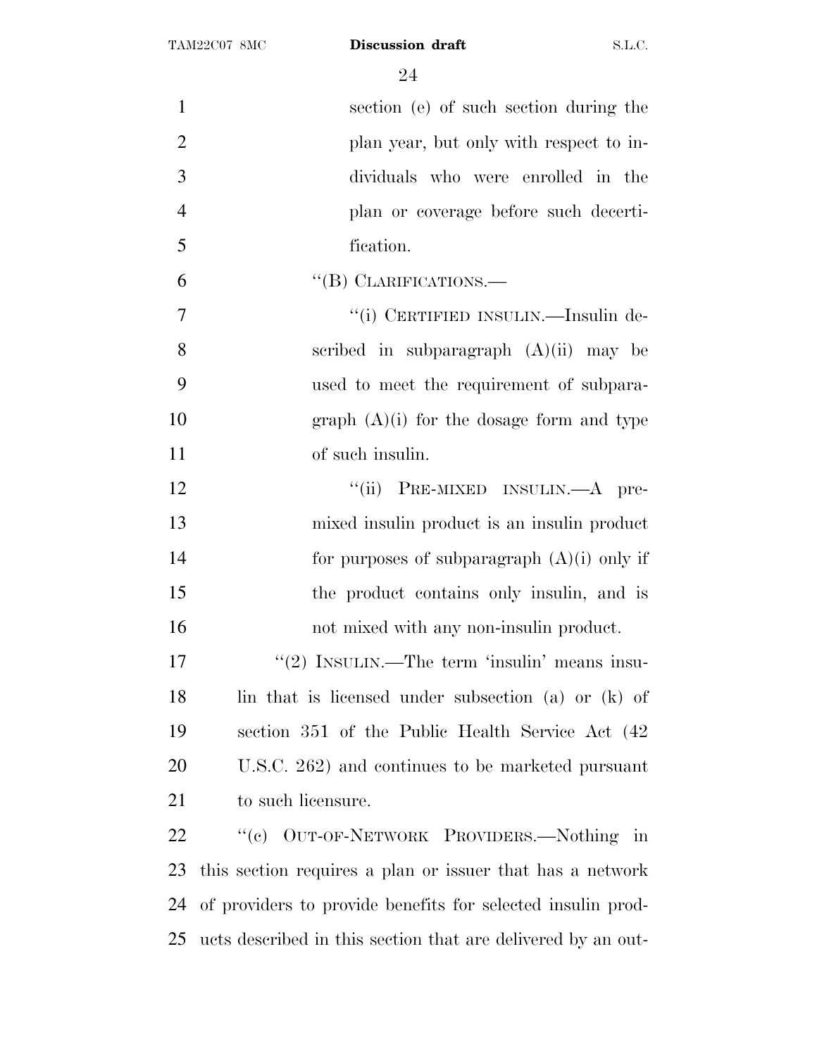section (e) of such section during the plan year, but only with respect to individuals who were enrolled in the plan or coverage before such decertification.

''(B) CLARIFICATIONS.—

''(i) CERTIFIED INSULIN.—Insulin described in subparagraph (A)(ii) may be used to meet the requirement of subparagraph (A)(i) for the dosage form and type of such insulin.

''(ii) PRE-MIXED INSULIN.—A pre-mixed insulin product is an insulin product for purposes of subparagraph (A)(i) only if the product contains only insulin, and is not mixed with any non-insulin product.

''(2) INSULIN.—The term 'insulin' means insulin that is licensed under subsection (a) or (k) of section 351 of the Public Health Service Act (42 U.S.C. 262) and continues to be marketed pursuant to such licensure.

''(c) OUT-OF-NETWORK PROVIDERS.—Nothing in this section requires a plan or issuer that has a network of providers to provide benefits for selected insulin products described in this section that are delivered by an out-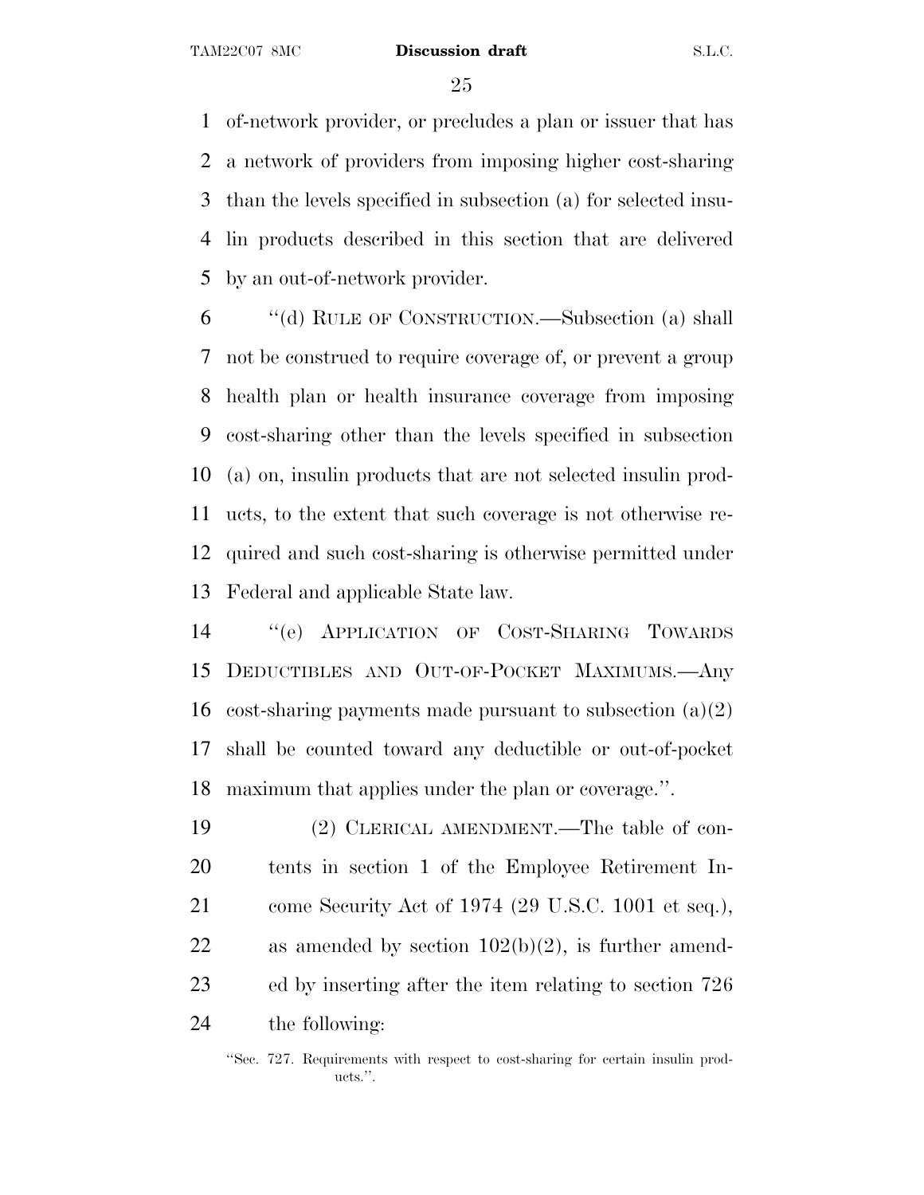of-network provider, or precludes a plan or issuer that has a network of providers from imposing higher cost-sharing than the levels specified in subsection (a) for selected insulin products described in this section that are delivered by an out-of-network provider.

"(d) RULE OF CONSTRUCTION.—Subsection (a) shall not be construed to require coverage of, or prevent a group health plan or health insurance coverage from imposing cost-sharing other than the levels specified in subsection (a) on, insulin products that are not selected insulin products, to the extent that such coverage is not otherwise required and such cost-sharing is otherwise permitted under Federal and applicable State law.

"(e) APPLICATION OF COST-SHARING TOWARDS DEDUCTIBLES AND OUT-OF-POCKET MAXIMUMS.—Any cost-sharing payments made pursuant to subsection (a)(2) shall be counted toward any deductible or out-of-pocket maximum that applies under the plan or coverage.".

(2) CLERICAL AMENDMENT.—The table of contents in section 1 of the Employee Retirement Income Security Act of 1974 (29 U.S.C. 1001 et seq.), as amended by section 102(b)(2), is further amended by inserting after the item relating to section 726 the following:

"Sec. 727. Requirements with respect to cost-sharing for certain insulin products.".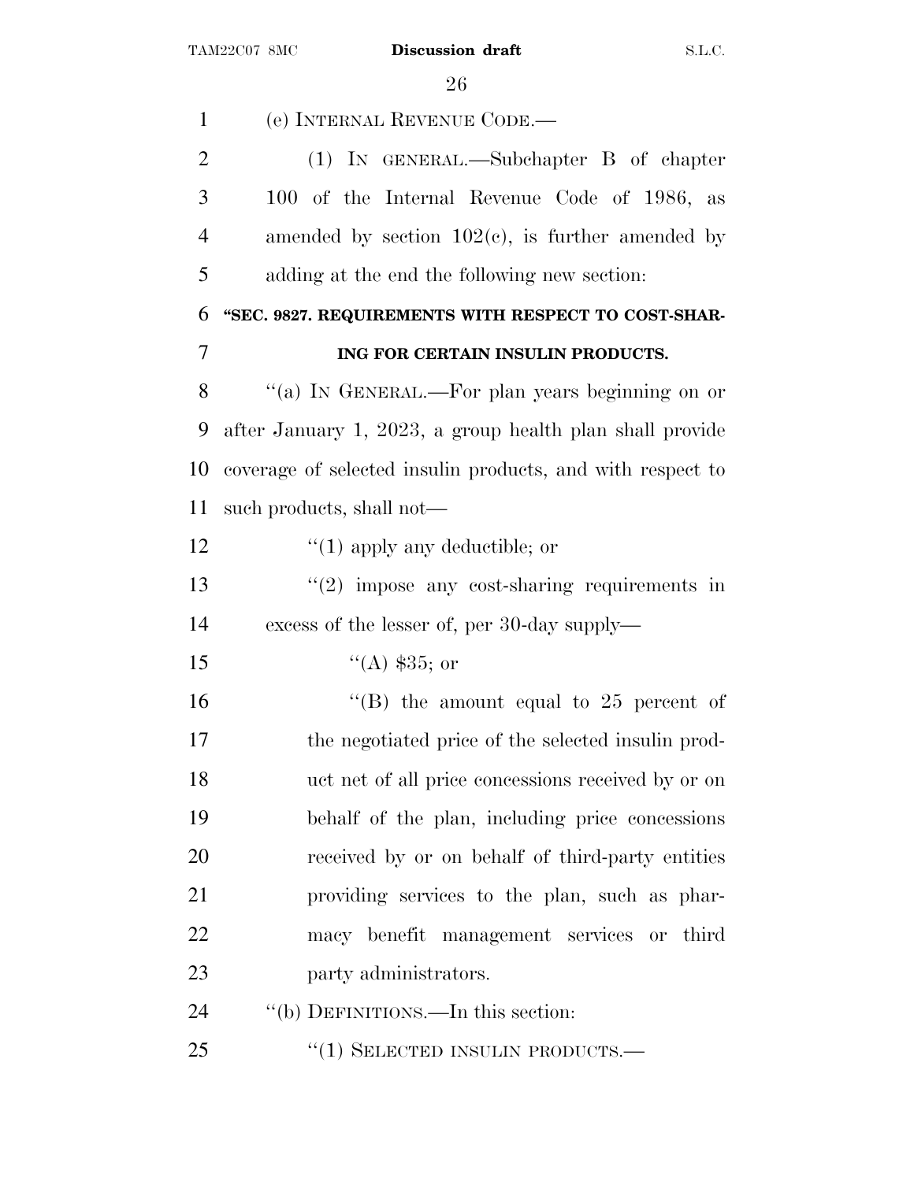(e) INTERNAL REVENUE CODE.—

(1) IN GENERAL.—Subchapter B of chapter 100 of the Internal Revenue Code of 1986, as amended by section 102(c), is further amended by adding at the end the following new section:

**"SEC. 9827. REQUIREMENTS WITH RESPECT TO COST-SHARING FOR CERTAIN INSULIN PRODUCTS.**

"(a) IN GENERAL.—For plan years beginning on or after January 1, 2023, a group health plan shall provide coverage of selected insulin products, and with respect to such products, shall not—

"(1) apply any deductible; or

"(2) impose any cost-sharing requirements in excess of the lesser of, per 30-day supply—

"(A) $35; or

"(B) the amount equal to 25 percent of the negotiated price of the selected insulin product net of all price concessions received by or on behalf of the plan, including price concessions received by or on behalf of third-party entities providing services to the plan, such as pharmacy benefit management services or third party administrators.

"(b) DEFINITIONS.—In this section:

"(1) SELECTED INSULIN PRODUCTS.—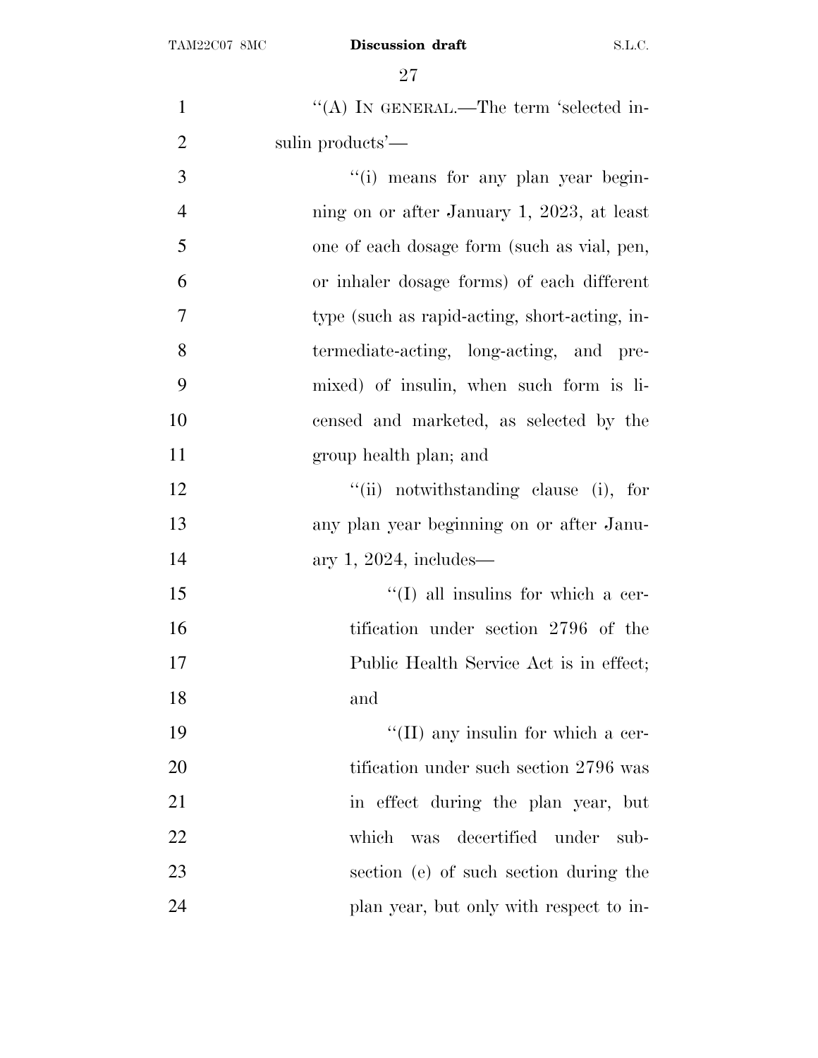"(A) IN GENERAL.—The term 'selected insulin products'—

"(i) means for any plan year beginning on or after January 1, 2023, at least one of each dosage form (such as vial, pen, or inhaler dosage forms) of each different type (such as rapid-acting, short-acting, intermediate-acting, long-acting, and premixed) of insulin, when such form is licensed and marketed, as selected by the group health plan; and

"(ii) notwithstanding clause (i), for any plan year beginning on or after January 1, 2024, includes—

"(I) all insulins for which a certification under section 2796 of the Public Health Service Act is in effect; and

"(II) any insulin for which a certification under such section 2796 was in effect during the plan year, but which was decertified under subsection (e) of such section during the plan year, but only with respect to in-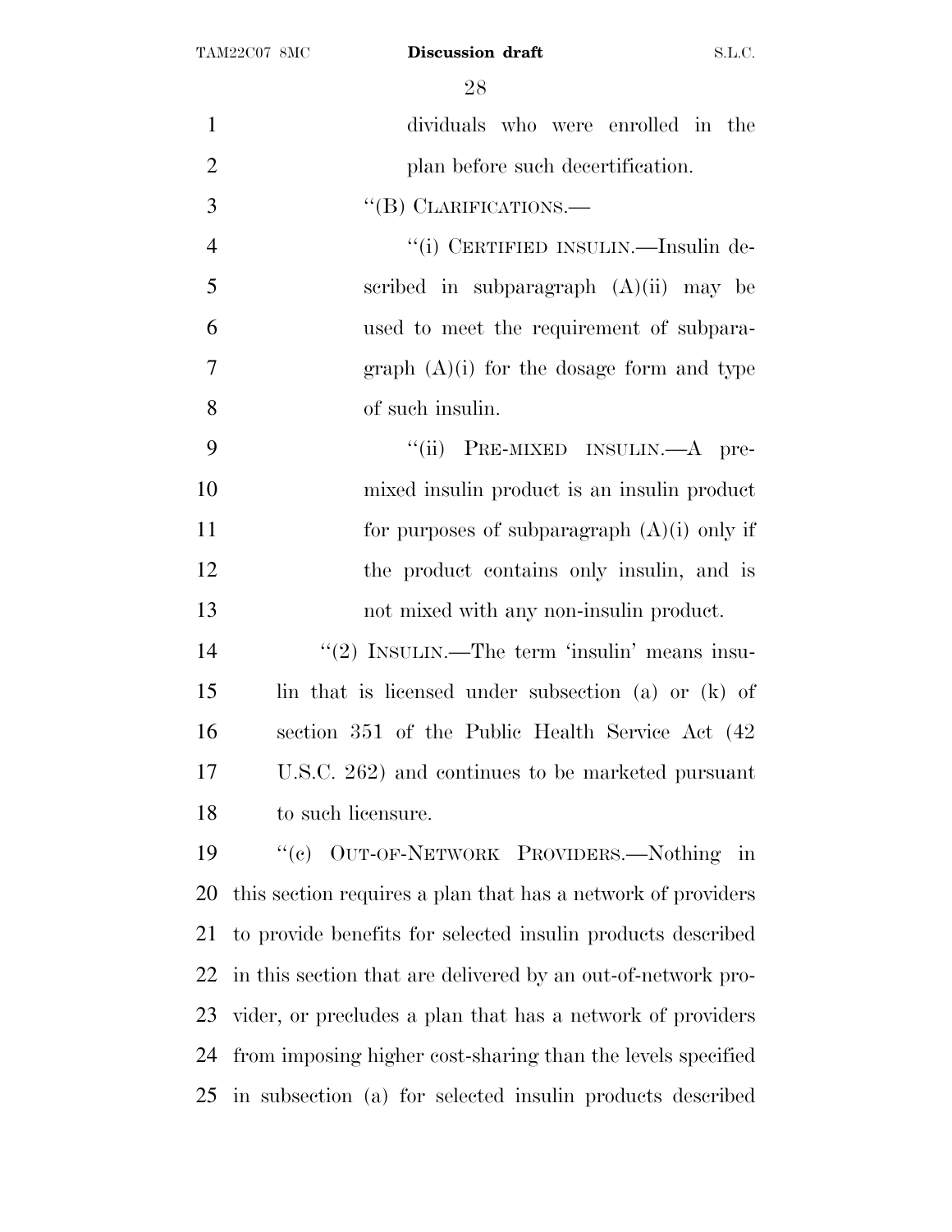dividuals who were enrolled in the plan before such decertification.

"(B) CLARIFICATIONS.—

"(i) CERTIFIED INSULIN.—Insulin described in subparagraph (A)(ii) may be used to meet the requirement of subparagraph (A)(i) for the dosage form and type of such insulin.

"(ii) PRE-MIXED INSULIN.—A pre-mixed insulin product is an insulin product for purposes of subparagraph (A)(i) only if the product contains only insulin, and is not mixed with any non-insulin product.

"(2) INSULIN.—The term 'insulin' means insulin that is licensed under subsection (a) or (k) of section 351 of the Public Health Service Act (42 U.S.C. 262) and continues to be marketed pursuant to such licensure.

"(c) OUT-OF-NETWORK PROVIDERS.—Nothing in this section requires a plan that has a network of providers to provide benefits for selected insulin products described in this section that are delivered by an out-of-network provider, or precludes a plan that has a network of providers from imposing higher cost-sharing than the levels specified in subsection (a) for selected insulin products described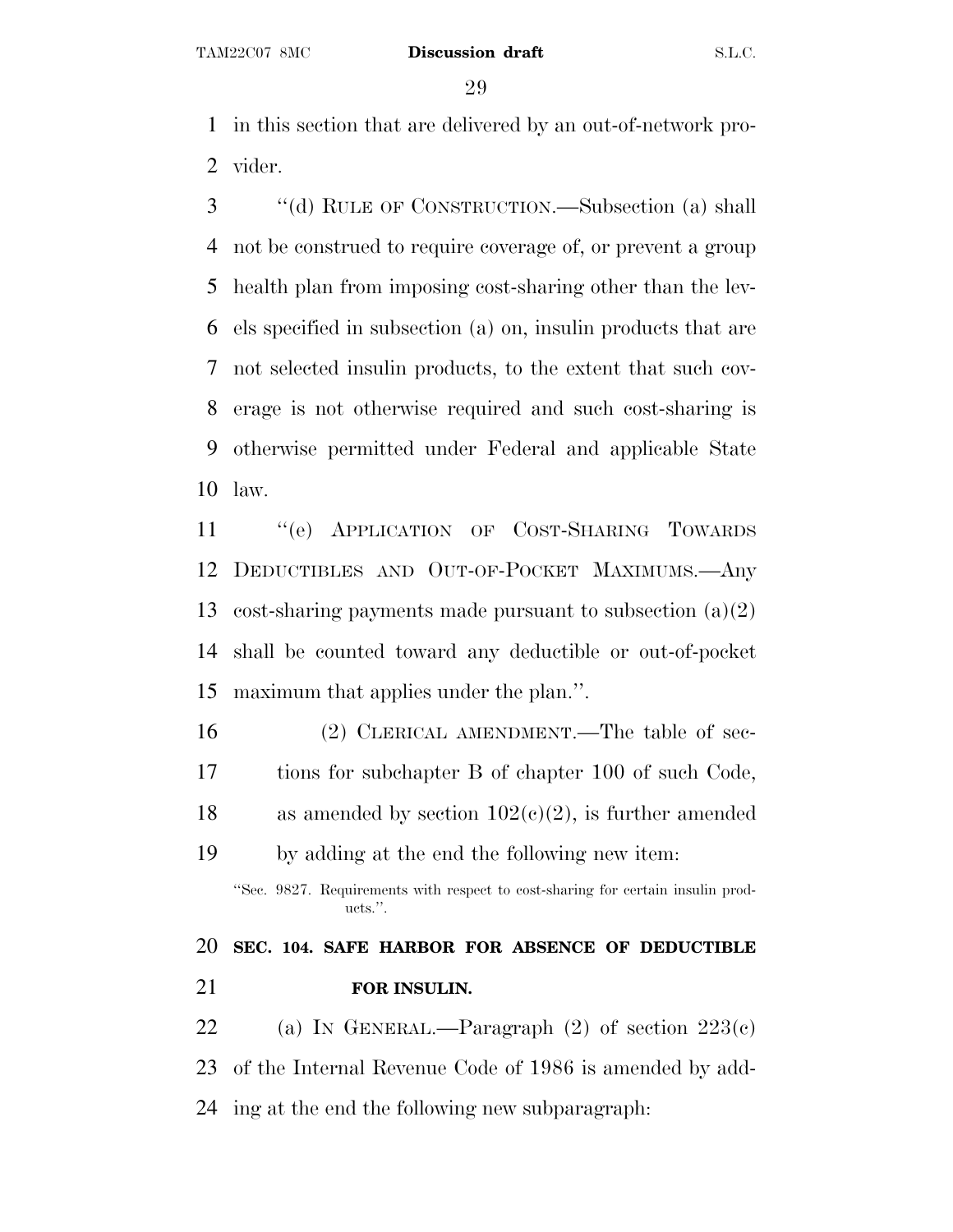in this section that are delivered by an out-of-network provider.

"(d) RULE OF CONSTRUCTION.—Subsection (a) shall not be construed to require coverage of, or prevent a group health plan from imposing cost-sharing other than the levels specified in subsection (a) on, insulin products that are not selected insulin products, to the extent that such coverage is not otherwise required and such cost-sharing is otherwise permitted under Federal and applicable State law.

"(e) APPLICATION OF COST-SHARING TOWARDS DEDUCTIBLES AND OUT-OF-POCKET MAXIMUMS.—Any cost-sharing payments made pursuant to subsection (a)(2) shall be counted toward any deductible or out-of-pocket maximum that applies under the plan.".

(2) CLERICAL AMENDMENT.—The table of sections for subchapter B of chapter 100 of such Code, as amended by section 102(c)(2), is further amended by adding at the end the following new item:

"Sec. 9827. Requirements with respect to cost-sharing for certain insulin products.".

**SEC. 104. SAFE HARBOR FOR ABSENCE OF DEDUCTIBLE FOR INSULIN.**

(a) IN GENERAL.—Paragraph (2) of section 223(c) of the Internal Revenue Code of 1986 is amended by adding at the end the following new subparagraph: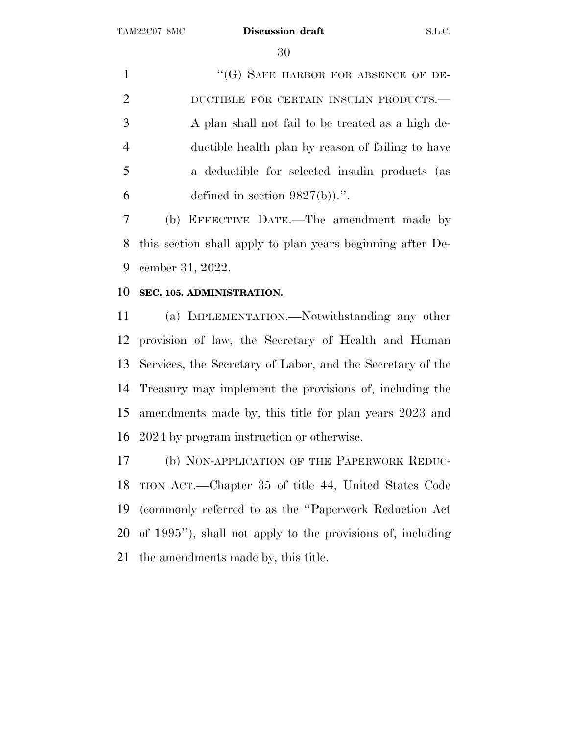"(G) SAFE HARBOR FOR ABSENCE OF DEDUCTIBLE FOR CERTAIN INSULIN PRODUCTS.—A plan shall not fail to be treated as a high deductible health plan by reason of failing to have a deductible for selected insulin products (as defined in section 9827(b)).".

(b) EFFECTIVE DATE.—The amendment made by this section shall apply to plan years beginning after December 31, 2022.

**SEC. 105. ADMINISTRATION.**

(a) IMPLEMENTATION.—Notwithstanding any other provision of law, the Secretary of Health and Human Services, the Secretary of Labor, and the Secretary of the Treasury may implement the provisions of, including the amendments made by, this title for plan years 2023 and 2024 by program instruction or otherwise.

(b) NON-APPLICATION OF THE PAPERWORK REDUCTION ACT.—Chapter 35 of title 44, United States Code (commonly referred to as the "Paperwork Reduction Act of 1995"), shall not apply to the provisions of, including the amendments made by, this title.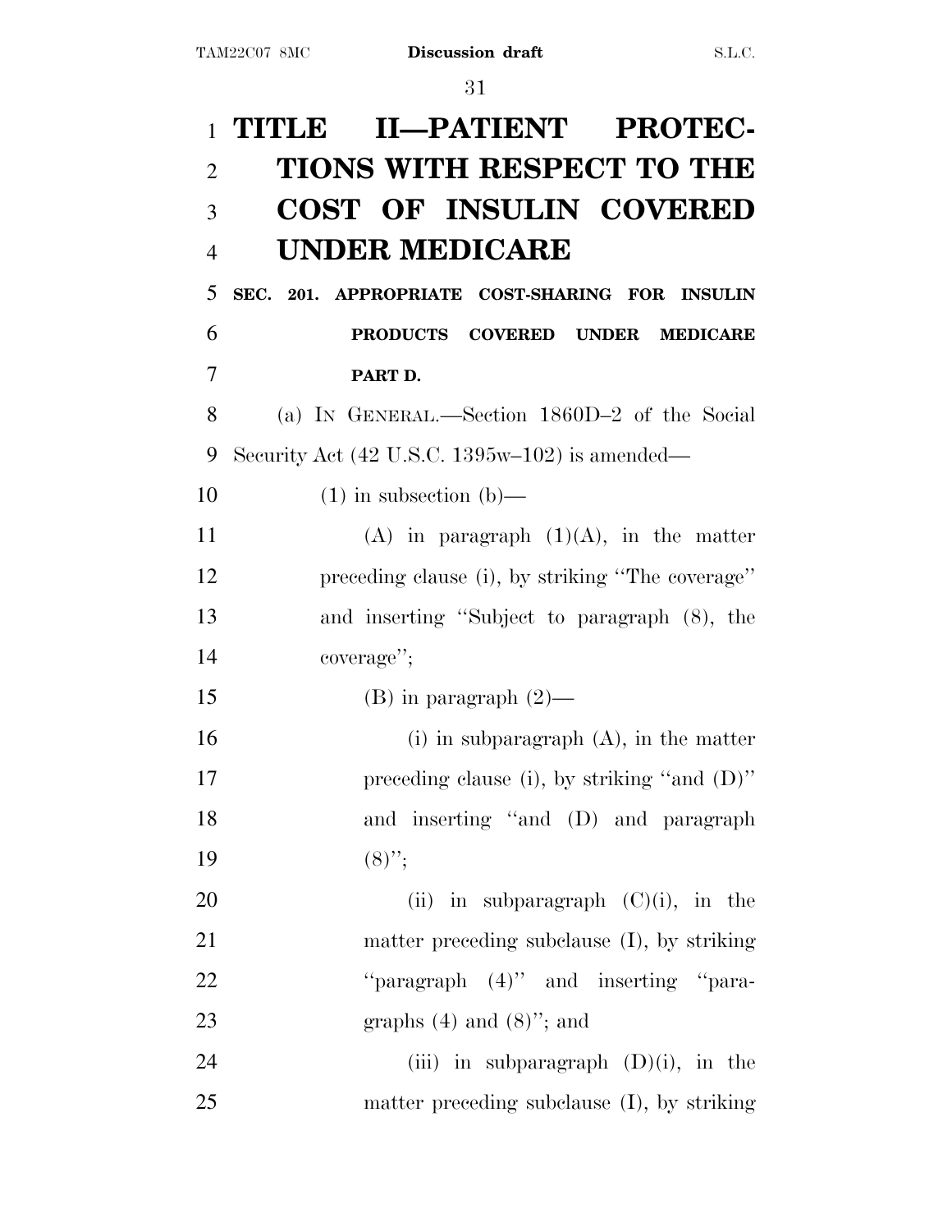# TITLE II—PATIENT PROTECTIONS WITH RESPECT TO THE COST OF INSULIN COVERED UNDER MEDICARE

## SEC. 201. APPROPRIATE COST-SHARING FOR INSULIN PRODUCTS COVERED UNDER MEDICARE PART D.

(a) IN GENERAL.—Section 1860D–2 of the Social Security Act (42 U.S.C. 1395w–102) is amended—

(1) in subsection (b)—

(A) in paragraph (1)(A), in the matter preceding clause (i), by striking "The coverage" and inserting "Subject to paragraph (8), the coverage";

(B) in paragraph (2)—

(i) in subparagraph (A), in the matter preceding clause (i), by striking "and (D)" and inserting "and (D) and paragraph (8)";

(ii) in subparagraph (C)(i), in the matter preceding subclause (I), by striking "paragraph (4)" and inserting "paragraphs (4) and (8)"; and

(iii) in subparagraph (D)(i), in the matter preceding subclause (I), by striking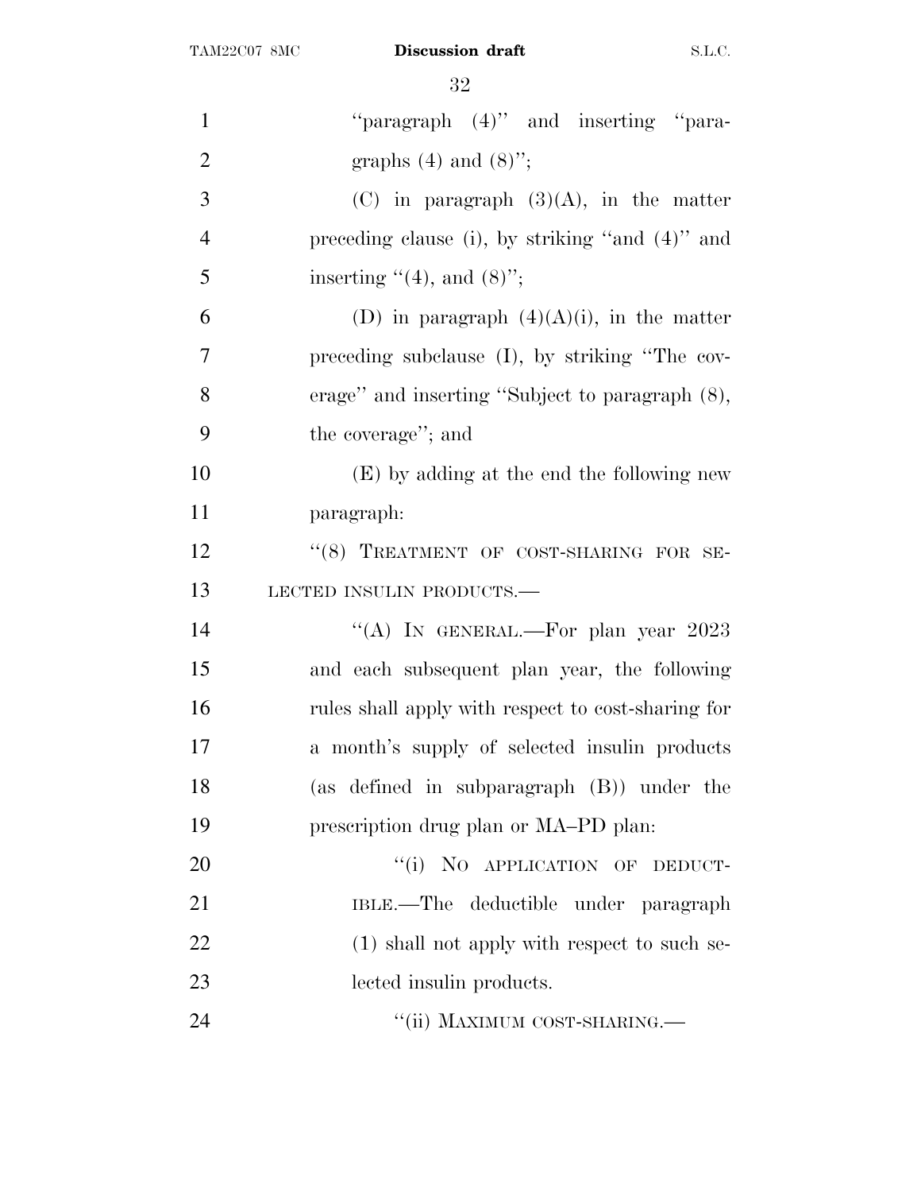"paragraph (4)" and inserting "paragraphs (4) and (8)";

(C) in paragraph (3)(A), in the matter preceding clause (i), by striking "and (4)" and inserting "(4), and (8)";

(D) in paragraph (4)(A)(i), in the matter preceding subclause (I), by striking "The coverage" and inserting "Subject to paragraph (8), the coverage"; and

(E) by adding at the end the following new paragraph:

"(8) TREATMENT OF COST-SHARING FOR SELECTED INSULIN PRODUCTS.—

"(A) IN GENERAL.—For plan year 2023 and each subsequent plan year, the following rules shall apply with respect to cost-sharing for a month's supply of selected insulin products (as defined in subparagraph (B)) under the prescription drug plan or MA–PD plan:

"(i) NO APPLICATION OF DEDUCTIBLE.—The deductible under paragraph (1) shall not apply with respect to such selected insulin products.

"(ii) MAXIMUM COST-SHARING.—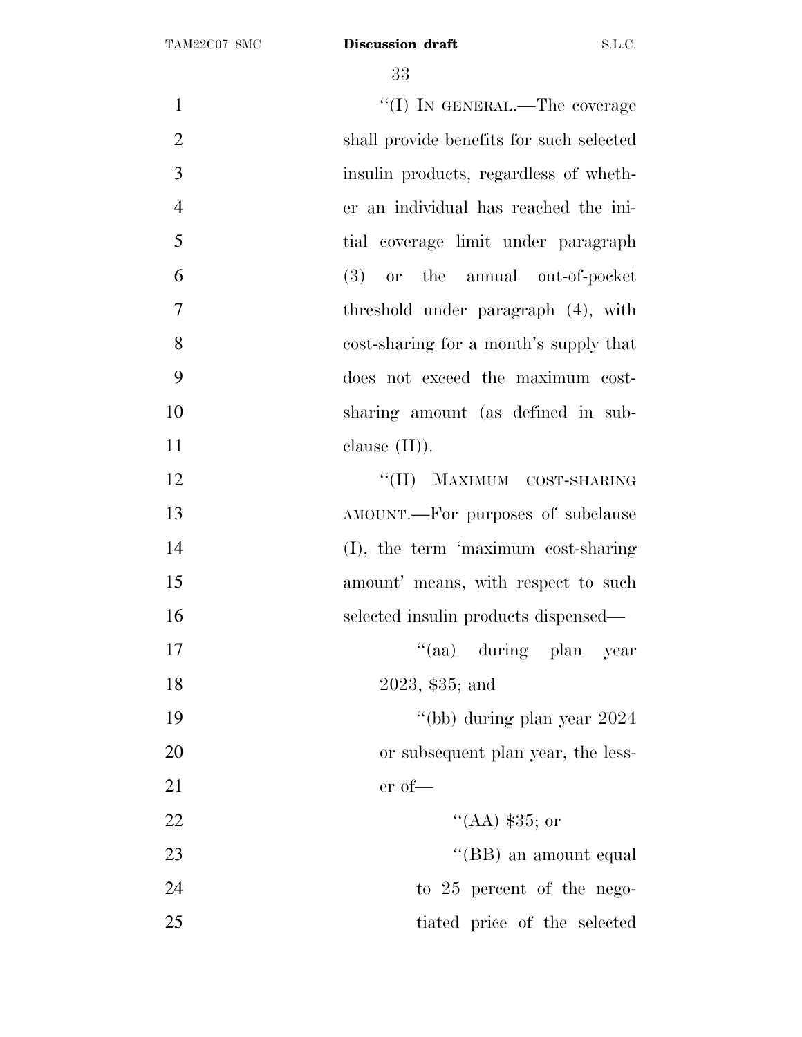"(I) IN GENERAL.—The coverage shall provide benefits for such selected insulin products, regardless of whether an individual has reached the initial coverage limit under paragraph (3) or the annual out-of-pocket threshold under paragraph (4), with cost-sharing for a month's supply that does not exceed the maximum cost-sharing amount (as defined in subclause (II)).

"(II) MAXIMUM COST-SHARING AMOUNT.—For purposes of subclause (I), the term 'maximum cost-sharing amount' means, with respect to such selected insulin products dispensed—

"(aa) during plan year 2023, $35; and

"(bb) during plan year 2024 or subsequent plan year, the lesser of—

"(AA) $35; or

"(BB) an amount equal to 25 percent of the negotiated price of the selected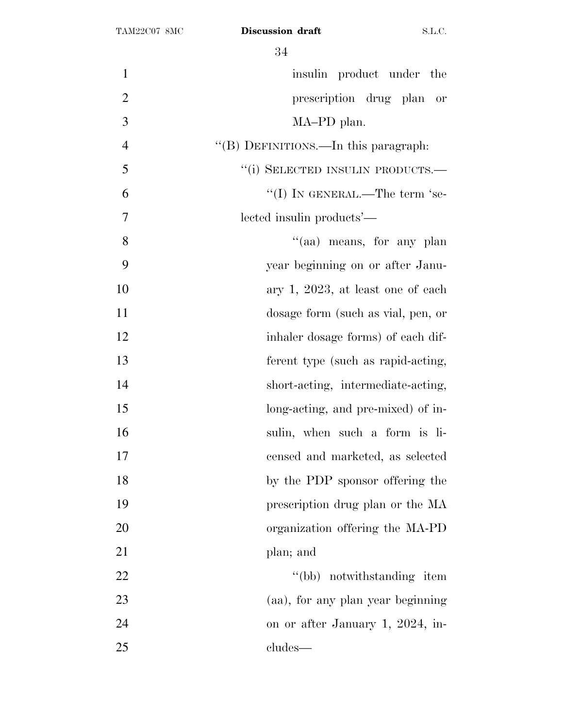insulin product under the prescription drug plan or MA–PD plan.

''(B) DEFINITIONS.—In this paragraph:

''(i) SELECTED INSULIN PRODUCTS.—

''(I) IN GENERAL.—The term 'selected insulin products'—

''(aa) means, for any plan year beginning on or after January 1, 2023, at least one of each dosage form (such as vial, pen, or inhaler dosage forms) of each different type (such as rapid-acting, short-acting, intermediate-acting, long-acting, and pre-mixed) of insulin, when such a form is licensed and marketed, as selected by the PDP sponsor offering the prescription drug plan or the MA organization offering the MA-PD plan; and

''(bb) notwithstanding item (aa), for any plan year beginning on or after January 1, 2024, includes—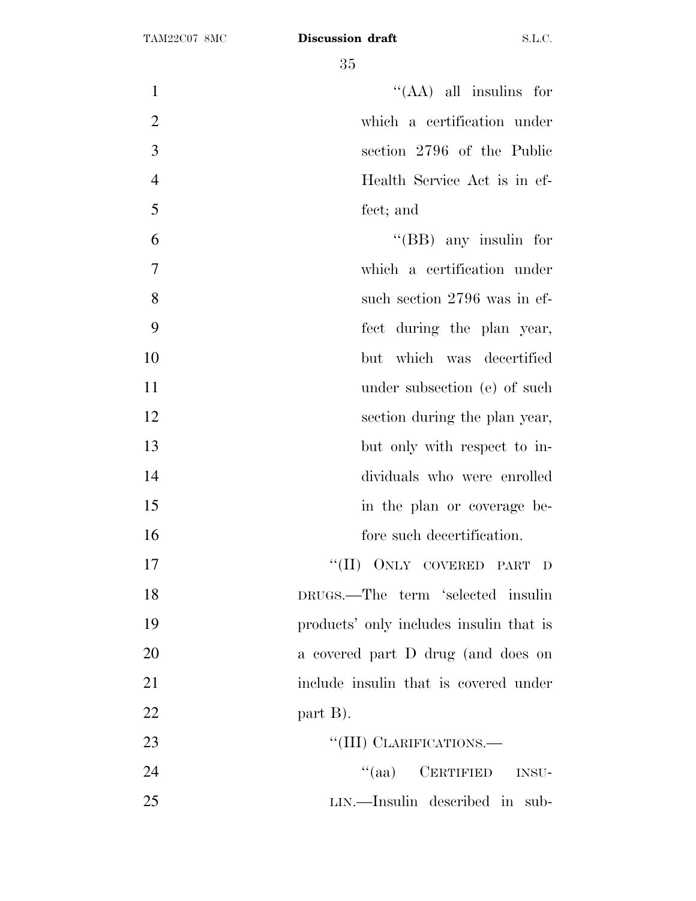"(AA) all insulins for which a certification under section 2796 of the Public Health Service Act is in effect; and

"(BB) any insulin for which a certification under such section 2796 was in effect during the plan year, but which was decertified under subsection (e) of such section during the plan year, but only with respect to individuals who were enrolled in the plan or coverage before such decertification.

"(II) ONLY COVERED PART D DRUGS.—The term 'selected insulin products' only includes insulin that is a covered part D drug (and does on include insulin that is covered under part B).

"(III) CLARIFICATIONS.—

"(aa) CERTIFIED INSULIN.—Insulin described in sub-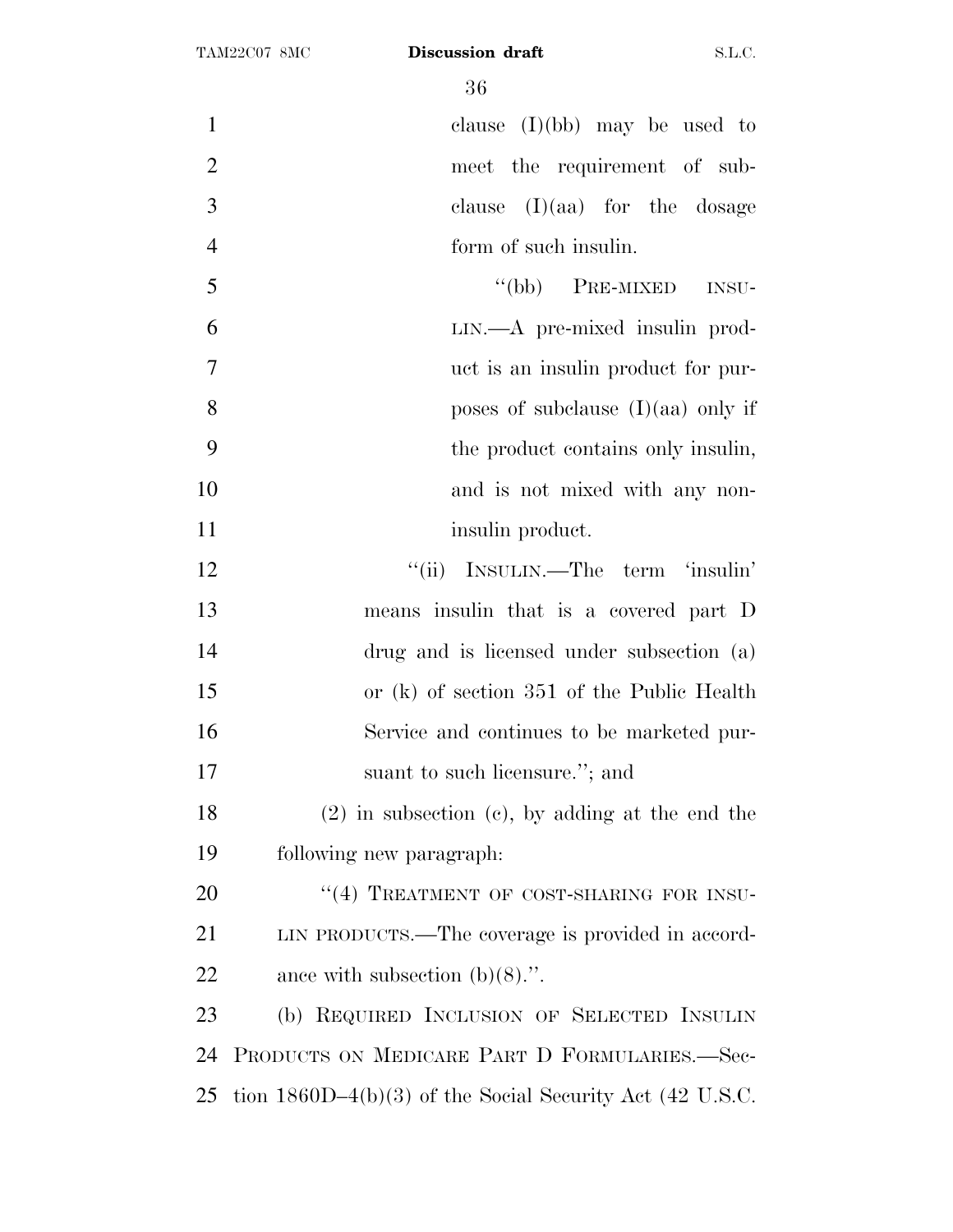clause (I)(bb) may be used to meet the requirement of subclause (I)(aa) for the dosage form of such insulin.

"(bb) PRE-MIXED INSULIN.—A pre-mixed insulin product is an insulin product for purposes of subclause (I)(aa) only if the product contains only insulin, and is not mixed with any non-insulin product.

"(ii) INSULIN.—The term 'insulin' means insulin that is a covered part D drug and is licensed under subsection (a) or (k) of section 351 of the Public Health Service and continues to be marketed pursuant to such licensure."; and

(2) in subsection (c), by adding at the end the following new paragraph:

"(4) TREATMENT OF COST-SHARING FOR INSULIN PRODUCTS.—The coverage is provided in accordance with subsection (b)(8).".

(b) REQUIRED INCLUSION OF SELECTED INSULIN PRODUCTS ON MEDICARE PART D FORMULARIES.—Section 1860D–4(b)(3) of the Social Security Act (42 U.S.C.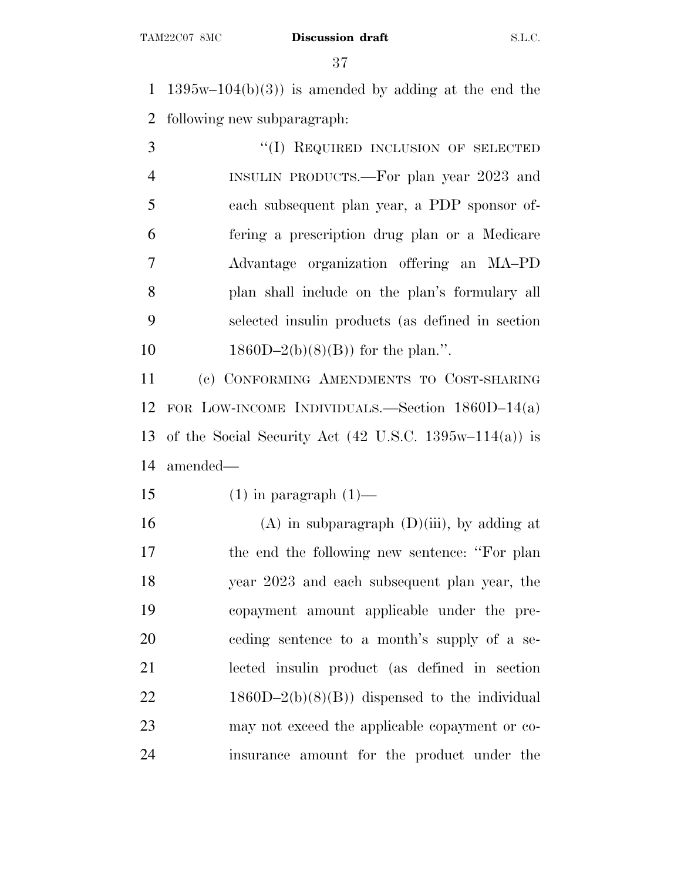1395w–104(b)(3)) is amended by adding at the end the following new subparagraph:

"(I) REQUIRED INCLUSION OF SELECTED INSULIN PRODUCTS.—For plan year 2023 and each subsequent plan year, a PDP sponsor offering a prescription drug plan or a Medicare Advantage organization offering an MA–PD plan shall include on the plan's formulary all selected insulin products (as defined in section 1860D–2(b)(8)(B)) for the plan.".

(c) CONFORMING AMENDMENTS TO COST-SHARING FOR LOW-INCOME INDIVIDUALS.—Section 1860D–14(a) of the Social Security Act (42 U.S.C. 1395w–114(a)) is amended—

(1) in paragraph (1)—

(A) in subparagraph (D)(iii), by adding at the end the following new sentence: "For plan year 2023 and each subsequent plan year, the copayment amount applicable under the preceding sentence to a month's supply of a selected insulin product (as defined in section 1860D–2(b)(8)(B)) dispensed to the individual may not exceed the applicable copayment or coinsurance amount for the product under the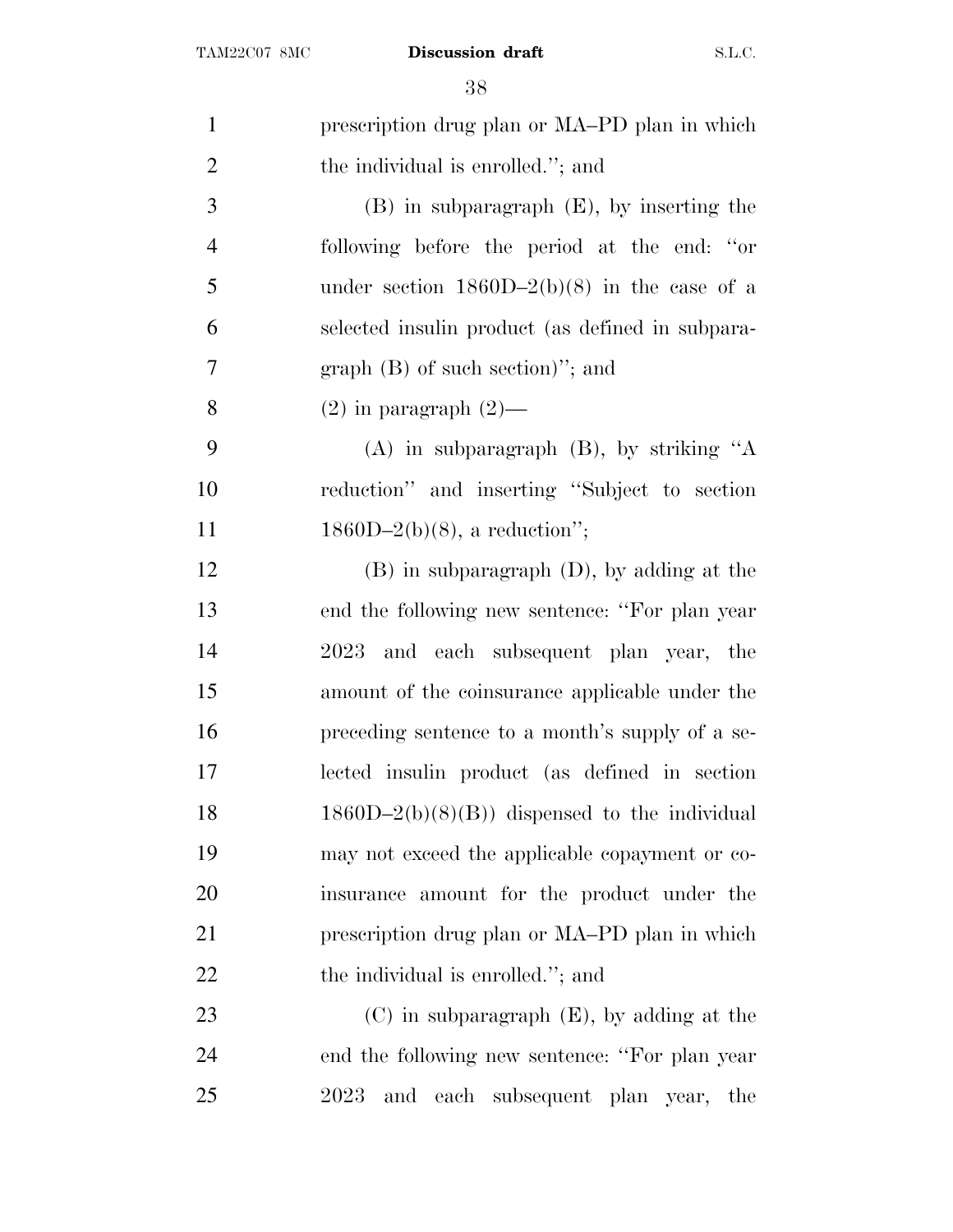prescription drug plan or MA–PD plan in which the individual is enrolled.''; and

(B) in subparagraph (E), by inserting the following before the period at the end: ''or under section 1860D–2(b)(8) in the case of a selected insulin product (as defined in subparagraph (B) of such section)''; and

(2) in paragraph (2)—

(A) in subparagraph (B), by striking ''A reduction'' and inserting ''Subject to section 1860D–2(b)(8), a reduction'';

(B) in subparagraph (D), by adding at the end the following new sentence: ''For plan year 2023 and each subsequent plan year, the amount of the coinsurance applicable under the preceding sentence to a month's supply of a selected insulin product (as defined in section 1860D–2(b)(8)(B)) dispensed to the individual may not exceed the applicable copayment or coinsurance amount for the product under the prescription drug plan or MA–PD plan in which the individual is enrolled.''; and

(C) in subparagraph (E), by adding at the end the following new sentence: ''For plan year 2023 and each subsequent plan year, the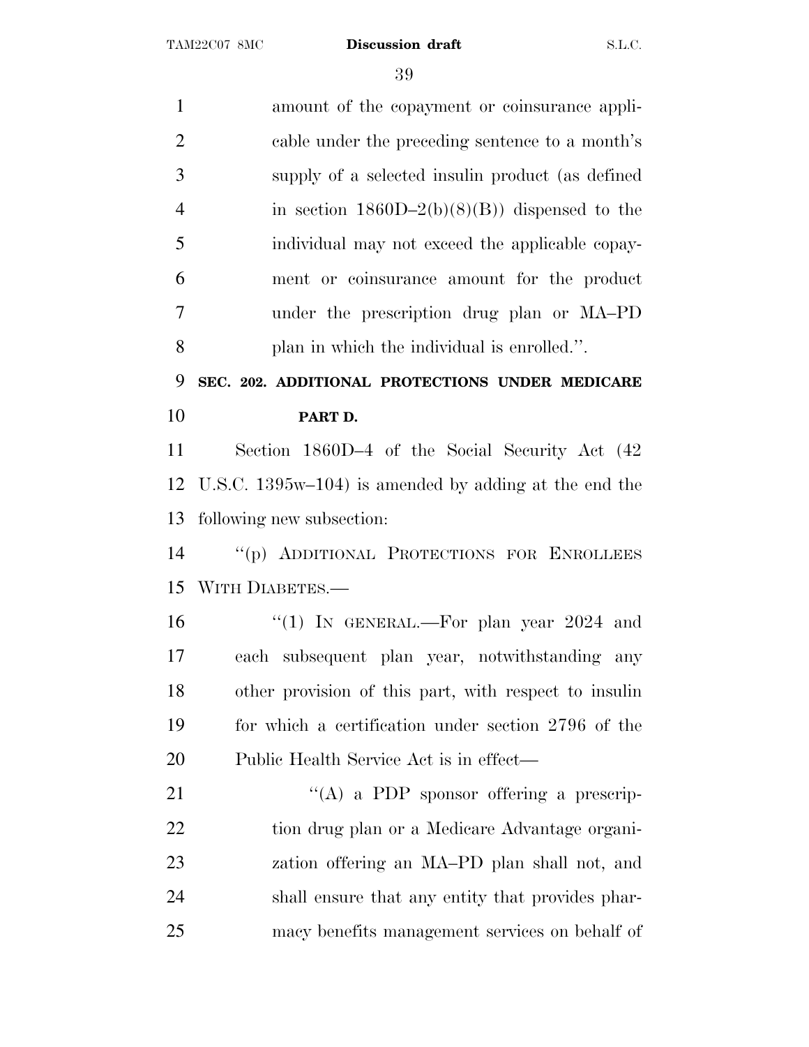amount of the copayment or coinsurance applicable under the preceding sentence to a month's supply of a selected insulin product (as defined in section 1860D–2(b)(8)(B)) dispensed to the individual may not exceed the applicable copayment or coinsurance amount for the product under the prescription drug plan or MA–PD plan in which the individual is enrolled.''.

**SEC. 202. ADDITIONAL PROTECTIONS UNDER MEDICARE PART D.**

Section 1860D–4 of the Social Security Act (42 U.S.C. 1395w–104) is amended by adding at the end the following new subsection:

''(p) ADDITIONAL PROTECTIONS FOR ENROLLEES WITH DIABETES.—

''(1) IN GENERAL.—For plan year 2024 and each subsequent plan year, notwithstanding any other provision of this part, with respect to insulin for which a certification under section 2796 of the Public Health Service Act is in effect—

''(A) a PDP sponsor offering a prescription drug plan or a Medicare Advantage organization offering an MA–PD plan shall not, and shall ensure that any entity that provides pharmacy benefits management services on behalf of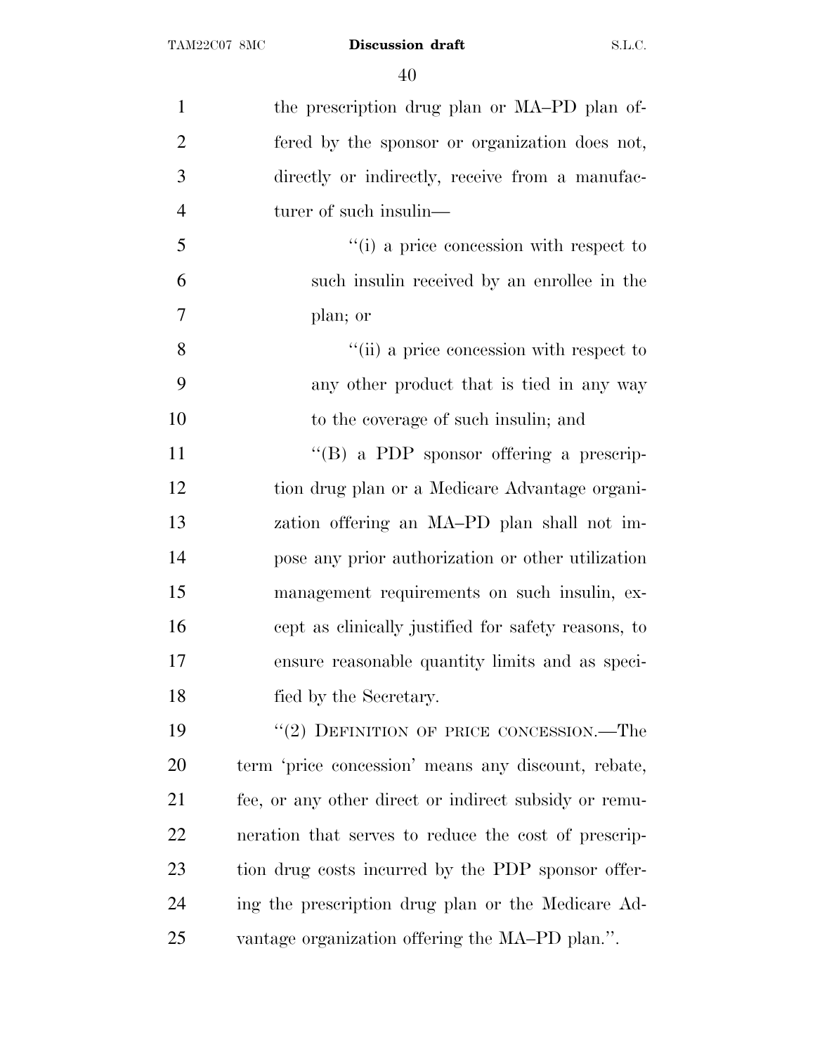the prescription drug plan or MA–PD plan offered by the sponsor or organization does not, directly or indirectly, receive from a manufacturer of such insulin—

''(i) a price concession with respect to such insulin received by an enrollee in the plan; or

''(ii) a price concession with respect to any other product that is tied in any way to the coverage of such insulin; and

''(B) a PDP sponsor offering a prescription drug plan or a Medicare Advantage organization offering an MA–PD plan shall not impose any prior authorization or other utilization management requirements on such insulin, except as clinically justified for safety reasons, to ensure reasonable quantity limits and as specified by the Secretary.

''(2) DEFINITION OF PRICE CONCESSION.—The term 'price concession' means any discount, rebate, fee, or any other direct or indirect subsidy or remuneration that serves to reduce the cost of prescription drug costs incurred by the PDP sponsor offering the prescription drug plan or the Medicare Advantage organization offering the MA–PD plan.''.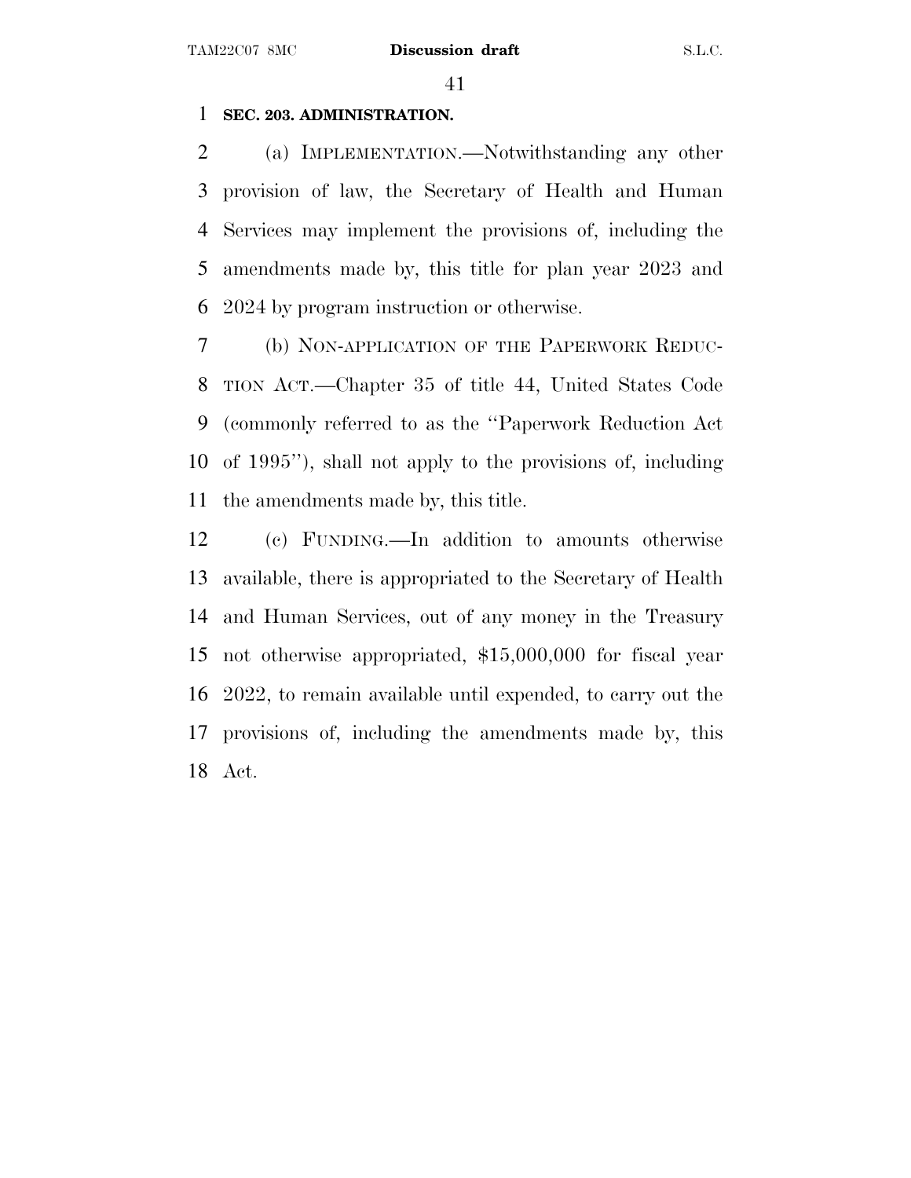**SEC. 203. ADMINISTRATION.**

(a) IMPLEMENTATION.—Notwithstanding any other provision of law, the Secretary of Health and Human Services may implement the provisions of, including the amendments made by, this title for plan year 2023 and 2024 by program instruction or otherwise.

(b) NON-APPLICATION OF THE PAPERWORK REDUCTION ACT.—Chapter 35 of title 44, United States Code (commonly referred to as the ''Paperwork Reduction Act of 1995''), shall not apply to the provisions of, including the amendments made by, this title.

(c) FUNDING.—In addition to amounts otherwise available, there is appropriated to the Secretary of Health and Human Services, out of any money in the Treasury not otherwise appropriated, $15,000,000 for fiscal year 2022, to remain available until expended, to carry out the provisions of, including the amendments made by, this Act.